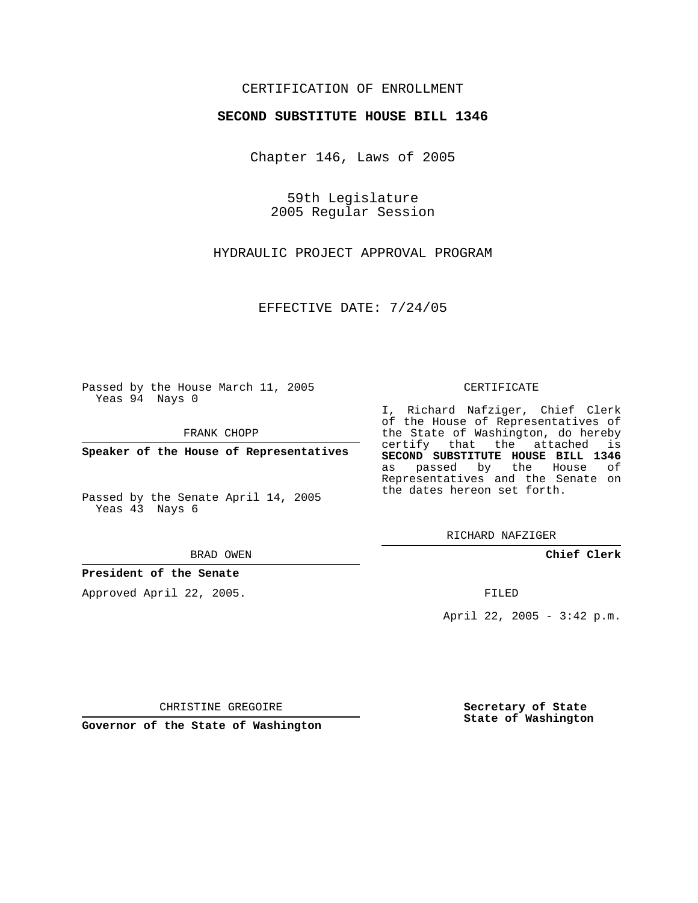CERTIFICATION OF ENROLLMENT

**SECOND SUBSTITUTE HOUSE BILL 1346**

Chapter 146, Laws of 2005

59th Legislature
2005 Regular Session

HYDRAULIC PROJECT APPROVAL PROGRAM

EFFECTIVE DATE: 7/24/05

Passed by the House March 11, 2005
Yeas 94 Nays 0

FRANK CHOPP

**Speaker of the House of Representatives**

Passed by the Senate April 14, 2005
Yeas 43 Nays 6

BRAD OWEN

**President of the Senate**

Approved April 22, 2005.

CHRISTINE GREGOIRE

**Governor of the State of Washington**

CERTIFICATE

I, Richard Nafziger, Chief Clerk of the House of Representatives of the State of Washington, do hereby certify that the attached is **SECOND SUBSTITUTE HOUSE BILL 1346** as passed by the House of Representatives and the Senate on the dates hereon set forth.

RICHARD NAFZIGER

**Chief Clerk**

FILED

April 22, 2005 - 3:42 p.m.

**Secretary of State**
**State of Washington**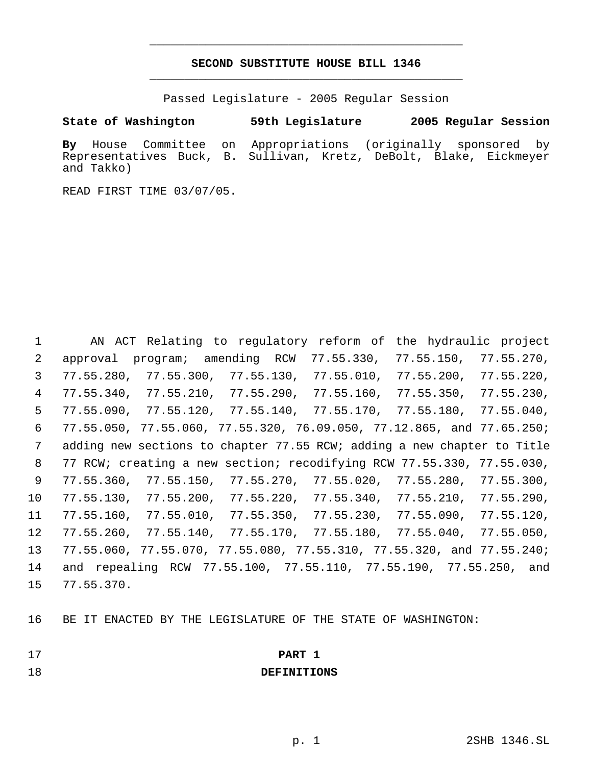# SECOND SUBSTITUTE HOUSE BILL 1346

Passed Legislature - 2005 Regular Session

**State of Washington 59th Legislature 2005 Regular Session**

**By** House Committee on Appropriations (originally sponsored by Representatives Buck, B. Sullivan, Kretz, DeBolt, Blake, Eickmeyer and Takko)

READ FIRST TIME 03/07/05.

AN ACT Relating to regulatory reform of the hydraulic project approval program; amending RCW 77.55.330, 77.55.150, 77.55.270, 77.55.280, 77.55.300, 77.55.130, 77.55.010, 77.55.200, 77.55.220, 77.55.340, 77.55.210, 77.55.290, 77.55.160, 77.55.350, 77.55.230, 77.55.090, 77.55.120, 77.55.140, 77.55.170, 77.55.180, 77.55.040, 77.55.050, 77.55.060, 77.55.320, 76.09.050, 77.12.865, and 77.65.250; adding new sections to chapter 77.55 RCW; adding a new chapter to Title 77 RCW; creating a new section; recodifying RCW 77.55.330, 77.55.030, 77.55.360, 77.55.150, 77.55.270, 77.55.020, 77.55.280, 77.55.300, 77.55.130, 77.55.200, 77.55.220, 77.55.340, 77.55.210, 77.55.290, 77.55.160, 77.55.010, 77.55.350, 77.55.230, 77.55.090, 77.55.120, 77.55.260, 77.55.140, 77.55.170, 77.55.180, 77.55.040, 77.55.050, 77.55.060, 77.55.070, 77.55.080, 77.55.310, 77.55.320, and 77.55.240; and repealing RCW 77.55.100, 77.55.110, 77.55.190, 77.55.250, and 77.55.370.

BE IT ENACTED BY THE LEGISLATURE OF THE STATE OF WASHINGTON:

## PART 1
## DEFINITIONS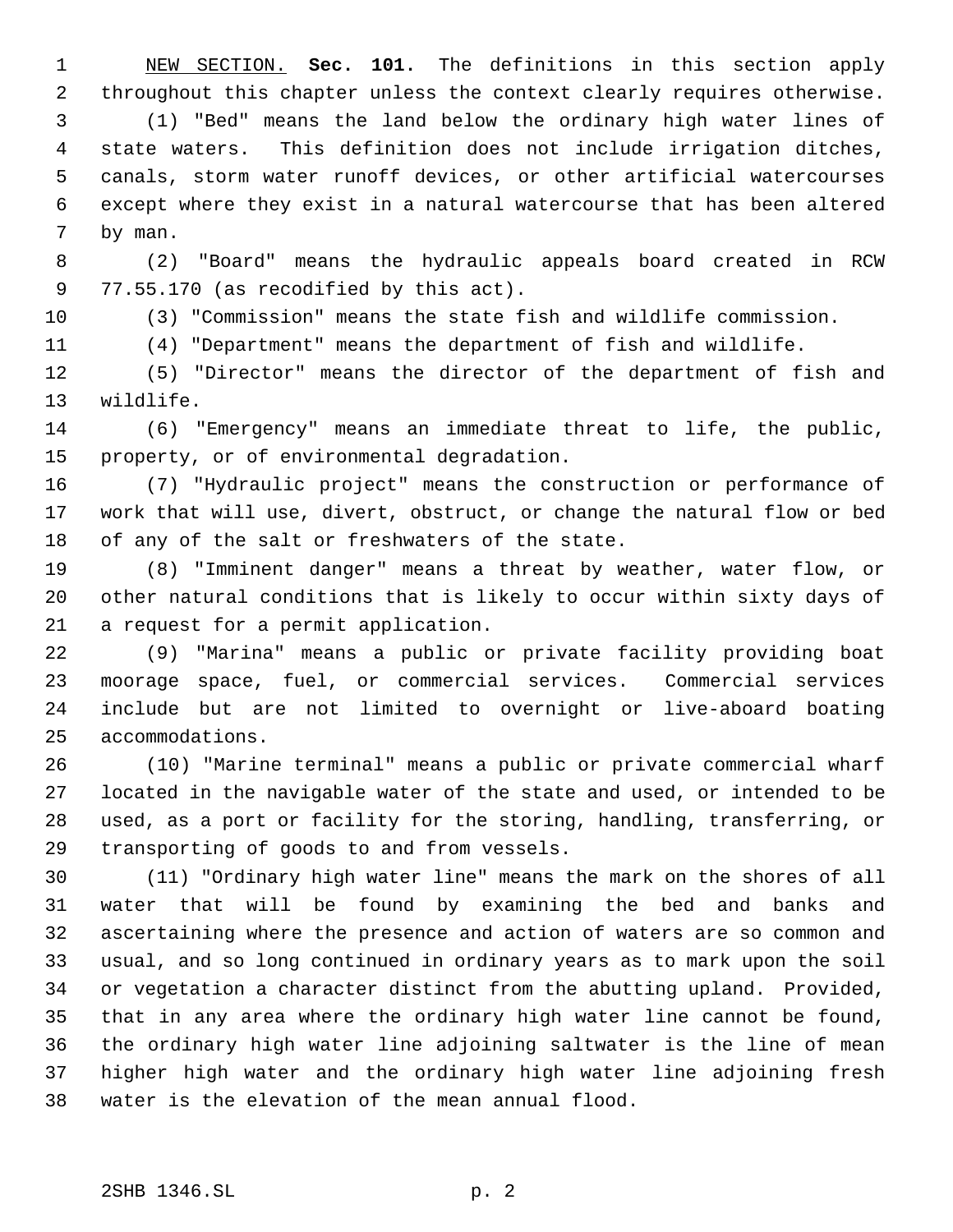NEW SECTION. **Sec. 101.** The definitions in this section apply throughout this chapter unless the context clearly requires otherwise.

(1) "Bed" means the land below the ordinary high water lines of state waters. This definition does not include irrigation ditches, canals, storm water runoff devices, or other artificial watercourses except where they exist in a natural watercourse that has been altered by man.

(2) "Board" means the hydraulic appeals board created in RCW 77.55.170 (as recodified by this act).

(3) "Commission" means the state fish and wildlife commission.

(4) "Department" means the department of fish and wildlife.

(5) "Director" means the director of the department of fish and wildlife.

(6) "Emergency" means an immediate threat to life, the public, property, or of environmental degradation.

(7) "Hydraulic project" means the construction or performance of work that will use, divert, obstruct, or change the natural flow or bed of any of the salt or freshwaters of the state.

(8) "Imminent danger" means a threat by weather, water flow, or other natural conditions that is likely to occur within sixty days of a request for a permit application.

(9) "Marina" means a public or private facility providing boat moorage space, fuel, or commercial services. Commercial services include but are not limited to overnight or live-aboard boating accommodations.

(10) "Marine terminal" means a public or private commercial wharf located in the navigable water of the state and used, or intended to be used, as a port or facility for the storing, handling, transferring, or transporting of goods to and from vessels.

(11) "Ordinary high water line" means the mark on the shores of all water that will be found by examining the bed and banks and ascertaining where the presence and action of waters are so common and usual, and so long continued in ordinary years as to mark upon the soil or vegetation a character distinct from the abutting upland. Provided, that in any area where the ordinary high water line cannot be found, the ordinary high water line adjoining saltwater is the line of mean higher high water and the ordinary high water line adjoining fresh water is the elevation of the mean annual flood.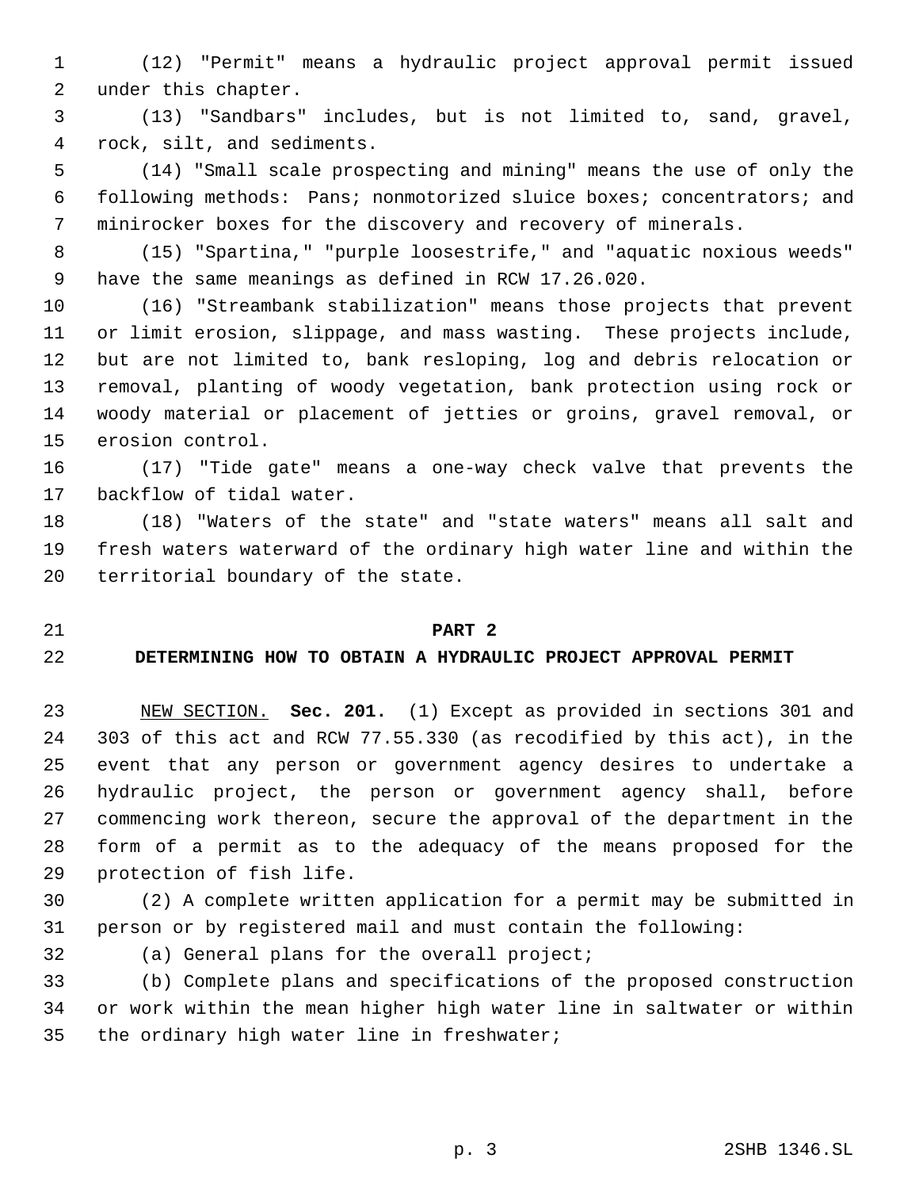(12) "Permit" means a hydraulic project approval permit issued under this chapter.

(13) "Sandbars" includes, but is not limited to, sand, gravel, rock, silt, and sediments.

(14) "Small scale prospecting and mining" means the use of only the following methods: Pans; nonmotorized sluice boxes; concentrators; and minirocker boxes for the discovery and recovery of minerals.

(15) "Spartina," "purple loosestrife," and "aquatic noxious weeds" have the same meanings as defined in RCW 17.26.020.

(16) "Streambank stabilization" means those projects that prevent or limit erosion, slippage, and mass wasting. These projects include, but are not limited to, bank resloping, log and debris relocation or removal, planting of woody vegetation, bank protection using rock or woody material or placement of jetties or groins, gravel removal, or erosion control.

(17) "Tide gate" means a one-way check valve that prevents the backflow of tidal water.

(18) "Waters of the state" and "state waters" means all salt and fresh waters waterward of the ordinary high water line and within the territorial boundary of the state.

## PART 2
## DETERMINING HOW TO OBTAIN A HYDRAULIC PROJECT APPROVAL PERMIT

NEW SECTION. **Sec. 201.** (1) Except as provided in sections 301 and 303 of this act and RCW 77.55.330 (as recodified by this act), in the event that any person or government agency desires to undertake a hydraulic project, the person or government agency shall, before commencing work thereon, secure the approval of the department in the form of a permit as to the adequacy of the means proposed for the protection of fish life.

(2) A complete written application for a permit may be submitted in person or by registered mail and must contain the following:

(a) General plans for the overall project;

(b) Complete plans and specifications of the proposed construction or work within the mean higher high water line in saltwater or within the ordinary high water line in freshwater;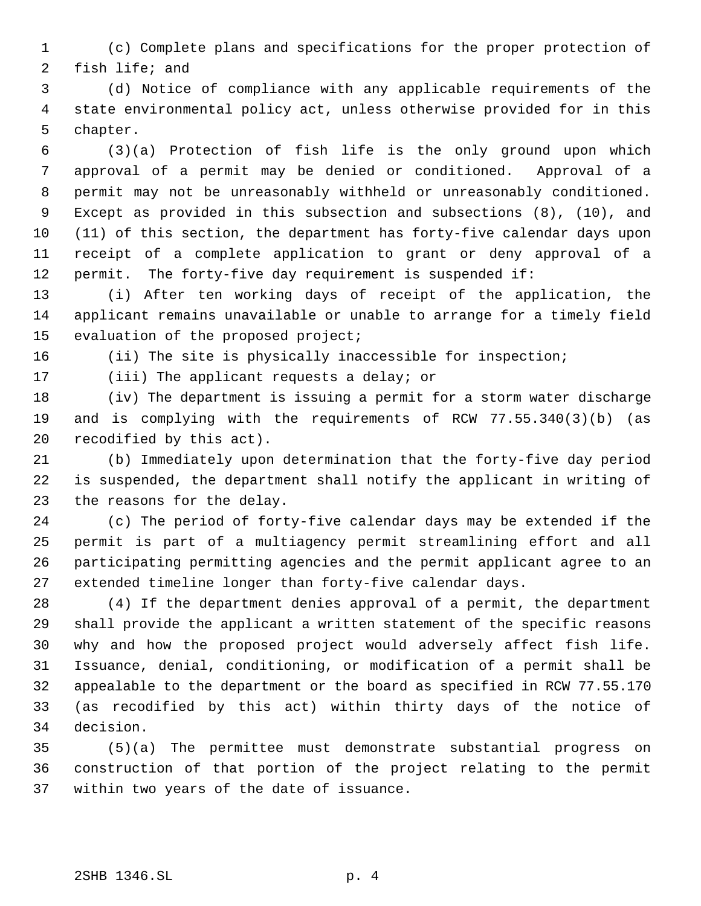(c) Complete plans and specifications for the proper protection of fish life; and

(d) Notice of compliance with any applicable requirements of the state environmental policy act, unless otherwise provided for in this chapter.

(3)(a) Protection of fish life is the only ground upon which approval of a permit may be denied or conditioned. Approval of a permit may not be unreasonably withheld or unreasonably conditioned. Except as provided in this subsection and subsections (8), (10), and (11) of this section, the department has forty-five calendar days upon receipt of a complete application to grant or deny approval of a permit. The forty-five day requirement is suspended if:

(i) After ten working days of receipt of the application, the applicant remains unavailable or unable to arrange for a timely field evaluation of the proposed project;

(ii) The site is physically inaccessible for inspection;

(iii) The applicant requests a delay; or

(iv) The department is issuing a permit for a storm water discharge and is complying with the requirements of RCW 77.55.340(3)(b) (as recodified by this act).

(b) Immediately upon determination that the forty-five day period is suspended, the department shall notify the applicant in writing of the reasons for the delay.

(c) The period of forty-five calendar days may be extended if the permit is part of a multiagency permit streamlining effort and all participating permitting agencies and the permit applicant agree to an extended timeline longer than forty-five calendar days.

(4) If the department denies approval of a permit, the department shall provide the applicant a written statement of the specific reasons why and how the proposed project would adversely affect fish life. Issuance, denial, conditioning, or modification of a permit shall be appealable to the department or the board as specified in RCW 77.55.170 (as recodified by this act) within thirty days of the notice of decision.

(5)(a) The permittee must demonstrate substantial progress on construction of that portion of the project relating to the permit within two years of the date of issuance.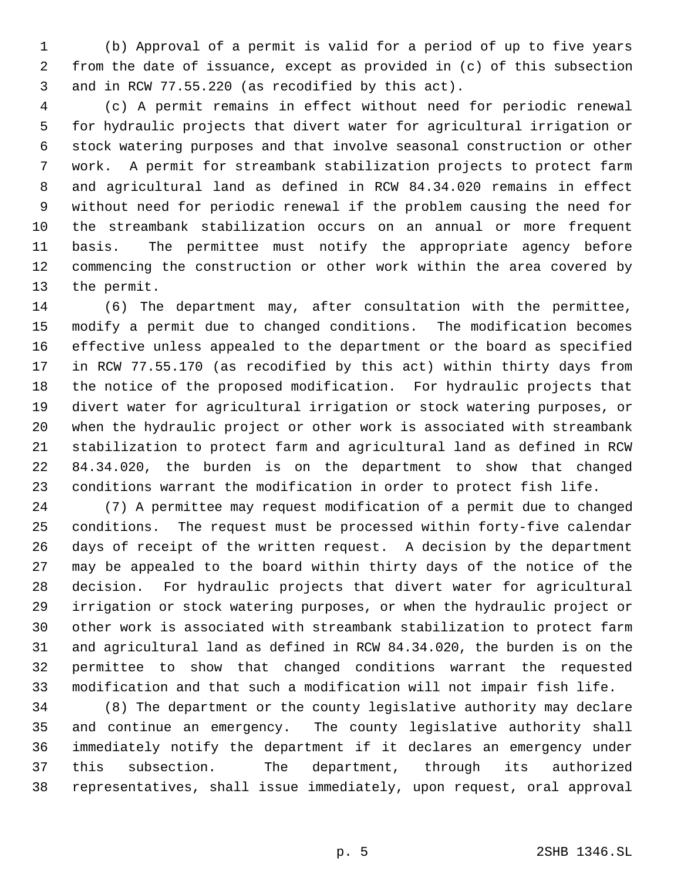(b) Approval of a permit is valid for a period of up to five years from the date of issuance, except as provided in (c) of this subsection and in RCW 77.55.220 (as recodified by this act).

(c) A permit remains in effect without need for periodic renewal for hydraulic projects that divert water for agricultural irrigation or stock watering purposes and that involve seasonal construction or other work. A permit for streambank stabilization projects to protect farm and agricultural land as defined in RCW 84.34.020 remains in effect without need for periodic renewal if the problem causing the need for the streambank stabilization occurs on an annual or more frequent basis. The permittee must notify the appropriate agency before commencing the construction or other work within the area covered by the permit.

(6) The department may, after consultation with the permittee, modify a permit due to changed conditions. The modification becomes effective unless appealed to the department or the board as specified in RCW 77.55.170 (as recodified by this act) within thirty days from the notice of the proposed modification. For hydraulic projects that divert water for agricultural irrigation or stock watering purposes, or when the hydraulic project or other work is associated with streambank stabilization to protect farm and agricultural land as defined in RCW 84.34.020, the burden is on the department to show that changed conditions warrant the modification in order to protect fish life.

(7) A permittee may request modification of a permit due to changed conditions. The request must be processed within forty-five calendar days of receipt of the written request. A decision by the department may be appealed to the board within thirty days of the notice of the decision. For hydraulic projects that divert water for agricultural irrigation or stock watering purposes, or when the hydraulic project or other work is associated with streambank stabilization to protect farm and agricultural land as defined in RCW 84.34.020, the burden is on the permittee to show that changed conditions warrant the requested modification and that such a modification will not impair fish life.

(8) The department or the county legislative authority may declare and continue an emergency. The county legislative authority shall immediately notify the department if it declares an emergency under this subsection. The department, through its authorized representatives, shall issue immediately, upon request, oral approval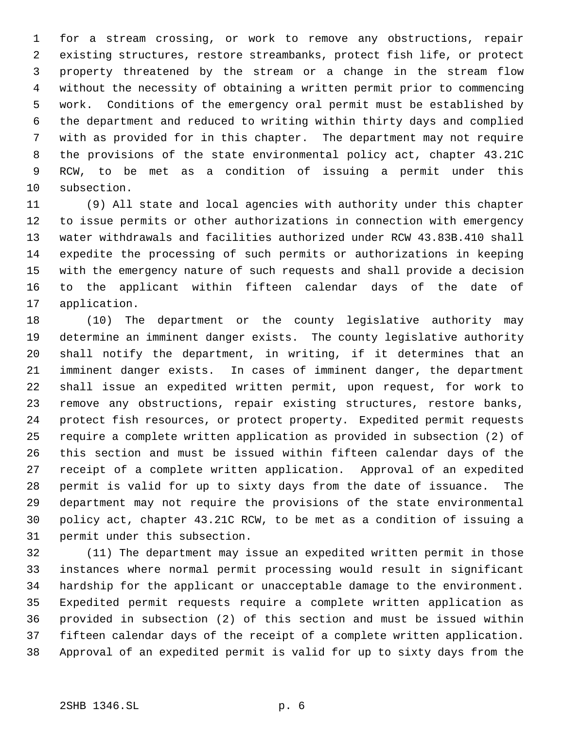for a stream crossing, or work to remove any obstructions, repair existing structures, restore streambanks, protect fish life, or protect property threatened by the stream or a change in the stream flow without the necessity of obtaining a written permit prior to commencing work. Conditions of the emergency oral permit must be established by the department and reduced to writing within thirty days and complied with as provided for in this chapter. The department may not require the provisions of the state environmental policy act, chapter 43.21C RCW, to be met as a condition of issuing a permit under this subsection.

(9) All state and local agencies with authority under this chapter to issue permits or other authorizations in connection with emergency water withdrawals and facilities authorized under RCW 43.83B.410 shall expedite the processing of such permits or authorizations in keeping with the emergency nature of such requests and shall provide a decision to the applicant within fifteen calendar days of the date of application.

(10) The department or the county legislative authority may determine an imminent danger exists. The county legislative authority shall notify the department, in writing, if it determines that an imminent danger exists. In cases of imminent danger, the department shall issue an expedited written permit, upon request, for work to remove any obstructions, repair existing structures, restore banks, protect fish resources, or protect property. Expedited permit requests require a complete written application as provided in subsection (2) of this section and must be issued within fifteen calendar days of the receipt of a complete written application. Approval of an expedited permit is valid for up to sixty days from the date of issuance. The department may not require the provisions of the state environmental policy act, chapter 43.21C RCW, to be met as a condition of issuing a permit under this subsection.

(11) The department may issue an expedited written permit in those instances where normal permit processing would result in significant hardship for the applicant or unacceptable damage to the environment. Expedited permit requests require a complete written application as provided in subsection (2) of this section and must be issued within fifteen calendar days of the receipt of a complete written application. Approval of an expedited permit is valid for up to sixty days from the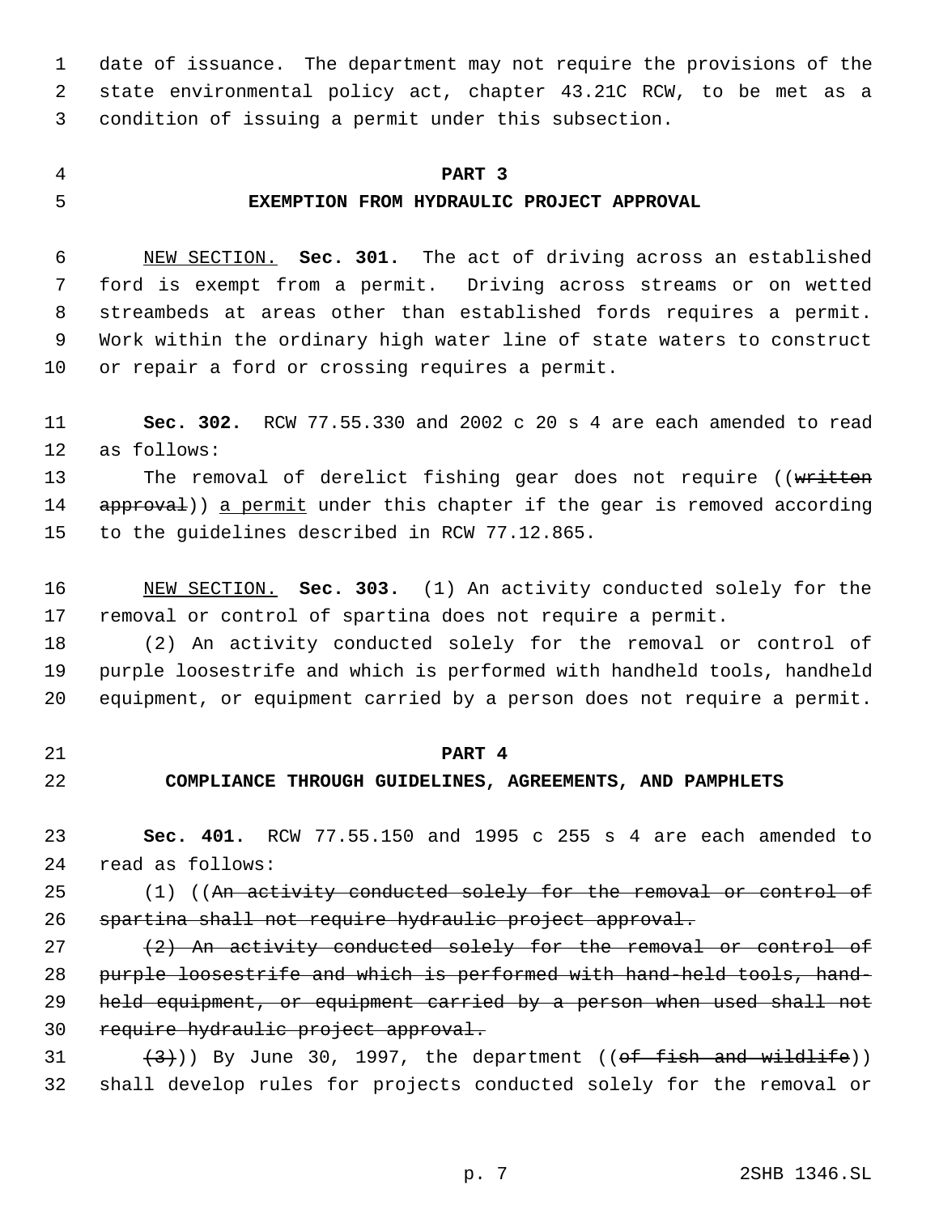date of issuance. The department may not require the provisions of the state environmental policy act, chapter 43.21C RCW, to be met as a condition of issuing a permit under this subsection.

## PART 3
## EXEMPTION FROM HYDRAULIC PROJECT APPROVAL

NEW SECTION. **Sec. 301.** The act of driving across an established ford is exempt from a permit. Driving across streams or on wetted streambeds at areas other than established fords requires a permit. Work within the ordinary high water line of state waters to construct or repair a ford or crossing requires a permit.

**Sec. 302.** RCW 77.55.330 and 2002 c 20 s 4 are each amended to read as follows:

The removal of derelict fishing gear does not require ((~~written approval~~)) a permit under this chapter if the gear is removed according to the guidelines described in RCW 77.12.865.

NEW SECTION. **Sec. 303.** (1) An activity conducted solely for the removal or control of spartina does not require a permit.

(2) An activity conducted solely for the removal or control of purple loosestrife and which is performed with handheld tools, handheld equipment, or equipment carried by a person does not require a permit.

## PART 4
## COMPLIANCE THROUGH GUIDELINES, AGREEMENTS, AND PAMPHLETS

**Sec. 401.** RCW 77.55.150 and 1995 c 255 s 4 are each amended to read as follows:

(1) ((~~An activity conducted solely for the removal or control of spartina shall not require hydraulic project approval.~~

~~(2) An activity conducted solely for the removal or control of purple loosestrife and which is performed with hand-held tools, hand-held equipment, or equipment carried by a person when used shall not require hydraulic project approval.~~

~~(3)~~)) By June 30, 1997, the department ((~~of fish and wildlife~~)) shall develop rules for projects conducted solely for the removal or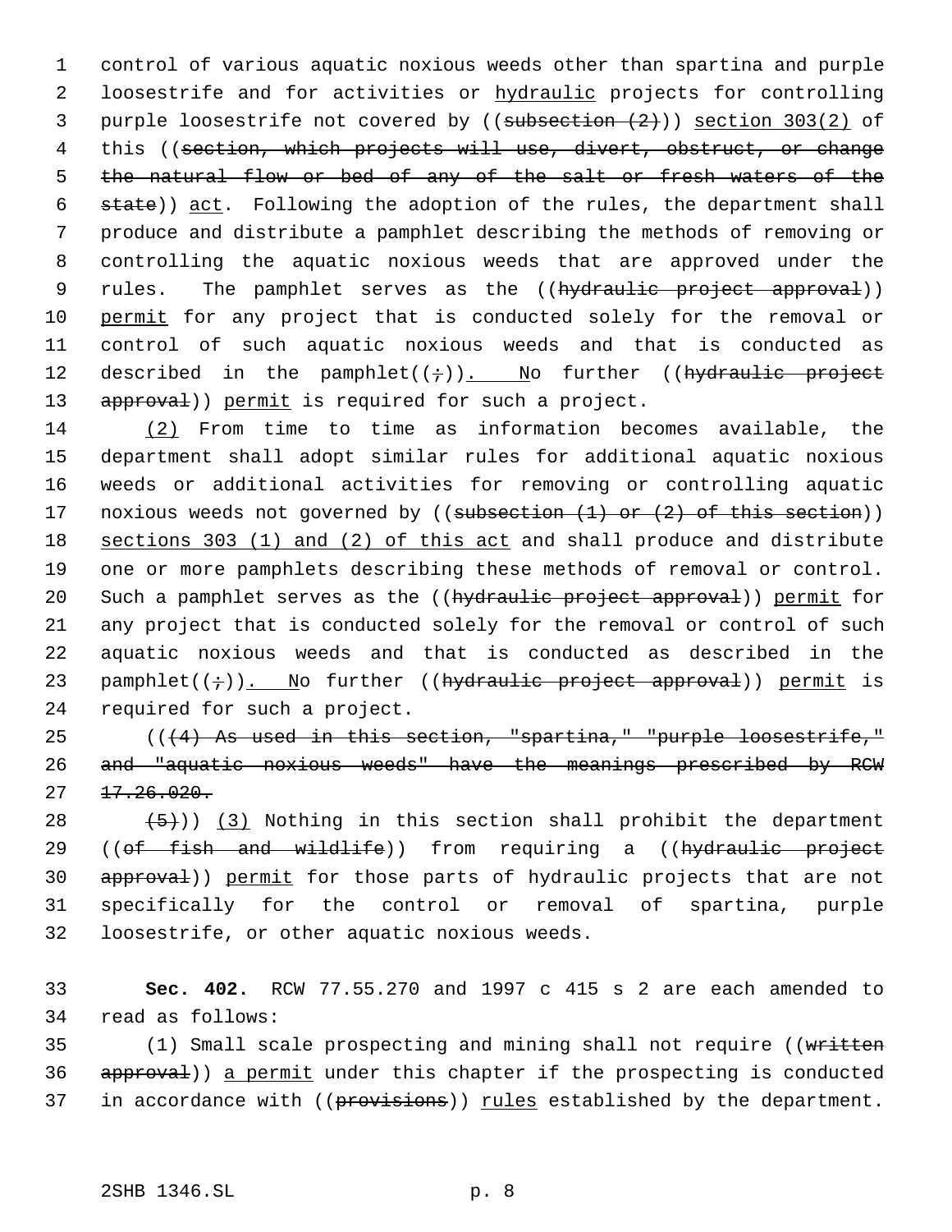control of various aquatic noxious weeds other than spartina and purple loosestrife and for activities or hydraulic projects for controlling purple loosestrife not covered by ((~~subsection (2)~~)) section 303(2) of this ((~~section, which projects will use, divert, obstruct, or change the natural flow or bed of any of the salt or fresh waters of the state~~)) act. Following the adoption of the rules, the department shall produce and distribute a pamphlet describing the methods of removing or controlling the aquatic noxious weeds that are approved under the rules. The pamphlet serves as the ((~~hydraulic project approval~~)) permit for any project that is conducted solely for the removal or control of such aquatic noxious weeds and that is conducted as described in the pamphlet((~~;~~)). No further ((~~hydraulic project approval~~)) permit is required for such a project.

(2) From time to time as information becomes available, the department shall adopt similar rules for additional aquatic noxious weeds or additional activities for removing or controlling aquatic noxious weeds not governed by ((~~subsection (1) or (2) of this section~~)) sections 303 (1) and (2) of this act and shall produce and distribute one or more pamphlets describing these methods of removal or control. Such a pamphlet serves as the ((~~hydraulic project approval~~)) permit for any project that is conducted solely for the removal or control of such aquatic noxious weeds and that is conducted as described in the pamphlet((~~;~~)). No further ((~~hydraulic project approval~~)) permit is required for such a project.

((~~(4) As used in this section, "spartina," "purple loosestrife," and "aquatic noxious weeds" have the meanings prescribed by RCW 17.26.020.~~

~~(5)~~)) (3) Nothing in this section shall prohibit the department ((~~of fish and wildlife~~)) from requiring a ((~~hydraulic project approval~~)) permit for those parts of hydraulic projects that are not specifically for the control or removal of spartina, purple loosestrife, or other aquatic noxious weeds.

**Sec. 402.** RCW 77.55.270 and 1997 c 415 s 2 are each amended to read as follows:

(1) Small scale prospecting and mining shall not require ((~~written approval~~)) a permit under this chapter if the prospecting is conducted in accordance with ((~~provisions~~)) rules established by the department.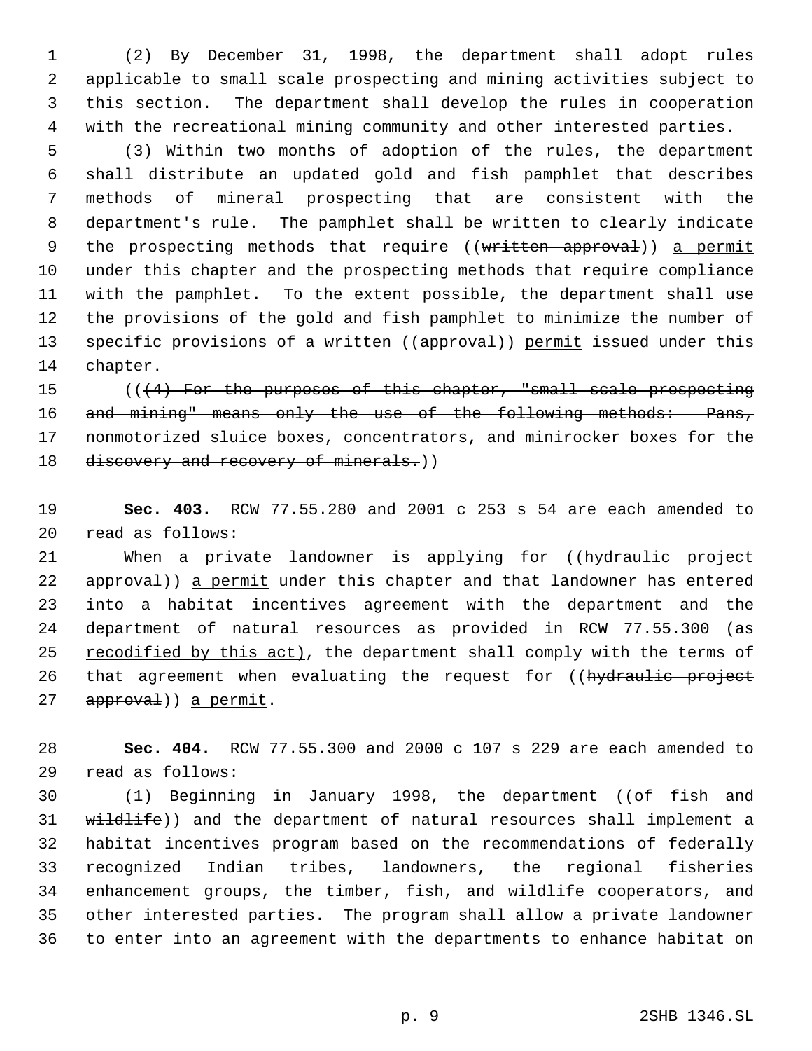(2) By December 31, 1998, the department shall adopt rules applicable to small scale prospecting and mining activities subject to this section. The department shall develop the rules in cooperation with the recreational mining community and other interested parties.

(3) Within two months of adoption of the rules, the department shall distribute an updated gold and fish pamphlet that describes methods of mineral prospecting that are consistent with the department's rule. The pamphlet shall be written to clearly indicate the prospecting methods that require ((~~written approval~~)) a permit under this chapter and the prospecting methods that require compliance with the pamphlet. To the extent possible, the department shall use the provisions of the gold and fish pamphlet to minimize the number of specific provisions of a written ((~~approval~~)) permit issued under this chapter.

((~~(4) For the purposes of this chapter, "small scale prospecting and mining" means only the use of the following methods: Pans, nonmotorized sluice boxes, concentrators, and minirocker boxes for the discovery and recovery of minerals.~~))

**Sec. 403.** RCW 77.55.280 and 2001 c 253 s 54 are each amended to read as follows:

When a private landowner is applying for ((~~hydraulic project approval~~)) a permit under this chapter and that landowner has entered into a habitat incentives agreement with the department and the department of natural resources as provided in RCW 77.55.300 (as recodified by this act), the department shall comply with the terms of that agreement when evaluating the request for ((~~hydraulic project approval~~)) a permit.

**Sec. 404.** RCW 77.55.300 and 2000 c 107 s 229 are each amended to read as follows:

(1) Beginning in January 1998, the department ((~~of fish and wildlife~~)) and the department of natural resources shall implement a habitat incentives program based on the recommendations of federally recognized Indian tribes, landowners, the regional fisheries enhancement groups, the timber, fish, and wildlife cooperators, and other interested parties. The program shall allow a private landowner to enter into an agreement with the departments to enhance habitat on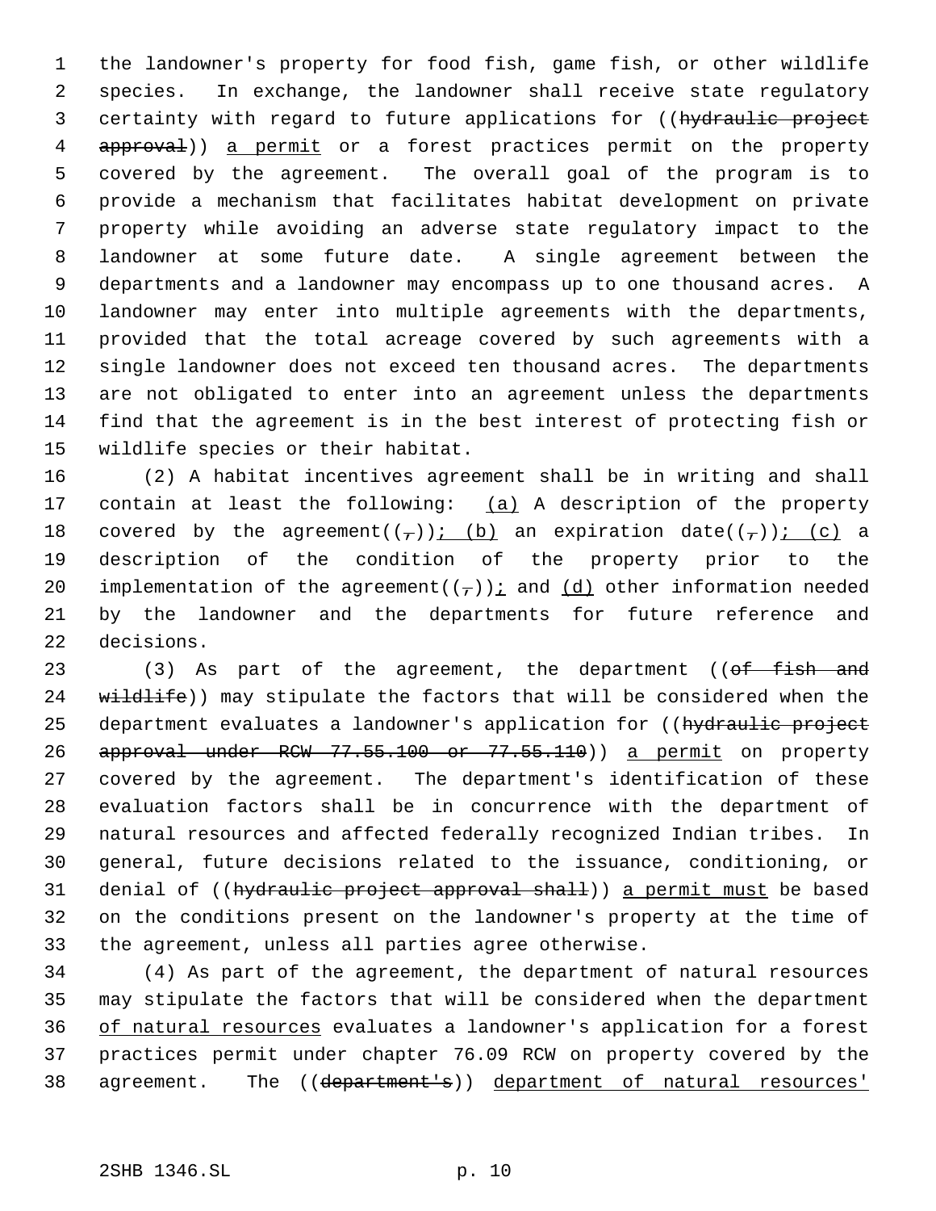the landowner's property for food fish, game fish, or other wildlife species. In exchange, the landowner shall receive state regulatory certainty with regard to future applications for ((~~hydraulic project approval~~)) <u>a permit</u> or a forest practices permit on the property covered by the agreement. The overall goal of the program is to provide a mechanism that facilitates habitat development on private property while avoiding an adverse state regulatory impact to the landowner at some future date. A single agreement between the departments and a landowner may encompass up to one thousand acres. A landowner may enter into multiple agreements with the departments, provided that the total acreage covered by such agreements with a single landowner does not exceed ten thousand acres. The departments are not obligated to enter into an agreement unless the departments find that the agreement is in the best interest of protecting fish or wildlife species or their habitat.

(2) A habitat incentives agreement shall be in writing and shall contain at least the following: <u>(a)</u> A description of the property covered by the agreement((~~,~~))<u>; (b)</u> an expiration date((~~,~~))<u>; (c)</u> a description of the condition of the property prior to the implementation of the agreement((~~,~~))<u>;</u> and <u>(d)</u> other information needed by the landowner and the departments for future reference and decisions.

(3) As part of the agreement, the department ((~~of fish and wildlife~~)) may stipulate the factors that will be considered when the department evaluates a landowner's application for ((~~hydraulic project approval under RCW 77.55.100 or 77.55.110~~)) <u>a permit</u> on property covered by the agreement. The department's identification of these evaluation factors shall be in concurrence with the department of natural resources and affected federally recognized Indian tribes. In general, future decisions related to the issuance, conditioning, or denial of ((~~hydraulic project approval shall~~)) <u>a permit must</u> be based on the conditions present on the landowner's property at the time of the agreement, unless all parties agree otherwise.

(4) As part of the agreement, the department of natural resources may stipulate the factors that will be considered when the department <u>of natural resources</u> evaluates a landowner's application for a forest practices permit under chapter 76.09 RCW on property covered by the agreement. The ((~~department's~~)) <u>department of natural resources'</u>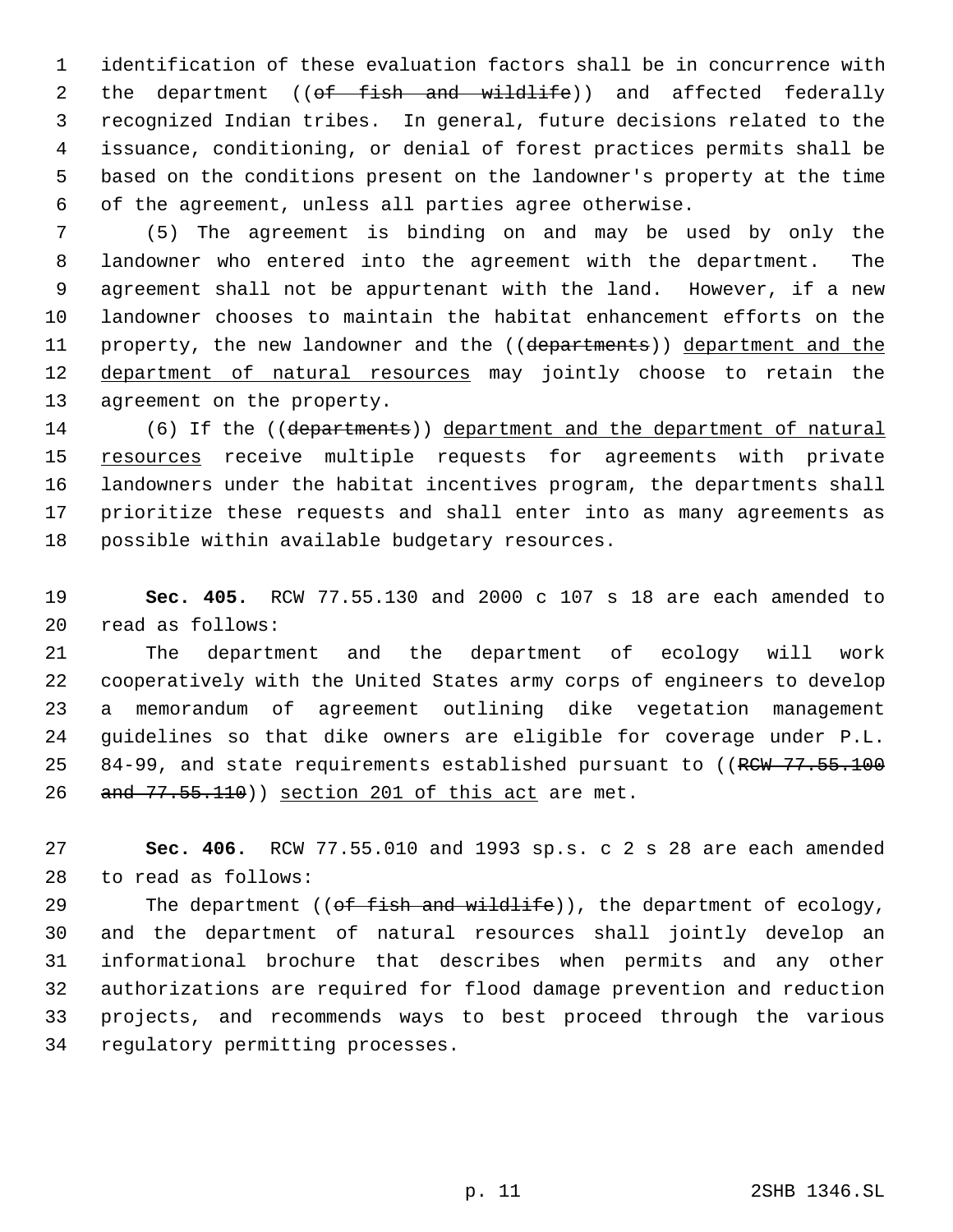identification of these evaluation factors shall be in concurrence with the department ((~~of fish and wildlife~~)) and affected federally recognized Indian tribes. In general, future decisions related to the issuance, conditioning, or denial of forest practices permits shall be based on the conditions present on the landowner's property at the time of the agreement, unless all parties agree otherwise.

(5) The agreement is binding on and may be used by only the landowner who entered into the agreement with the department. The agreement shall not be appurtenant with the land. However, if a new landowner chooses to maintain the habitat enhancement efforts on the property, the new landowner and the ((~~departments~~)) <u>department and the department of natural resources</u> may jointly choose to retain the agreement on the property.

(6) If the ((~~departments~~)) <u>department and the department of natural resources</u> receive multiple requests for agreements with private landowners under the habitat incentives program, the departments shall prioritize these requests and shall enter into as many agreements as possible within available budgetary resources.

**Sec. 405.** RCW 77.55.130 and 2000 c 107 s 18 are each amended to read as follows:

The department and the department of ecology will work cooperatively with the United States army corps of engineers to develop a memorandum of agreement outlining dike vegetation management guidelines so that dike owners are eligible for coverage under P.L. 84-99, and state requirements established pursuant to ((~~RCW 77.55.100 and 77.55.110~~)) <u>section 201 of this act</u> are met.

**Sec. 406.** RCW 77.55.010 and 1993 sp.s. c 2 s 28 are each amended to read as follows:

The department ((~~of fish and wildlife~~)), the department of ecology, and the department of natural resources shall jointly develop an informational brochure that describes when permits and any other authorizations are required for flood damage prevention and reduction projects, and recommends ways to best proceed through the various regulatory permitting processes.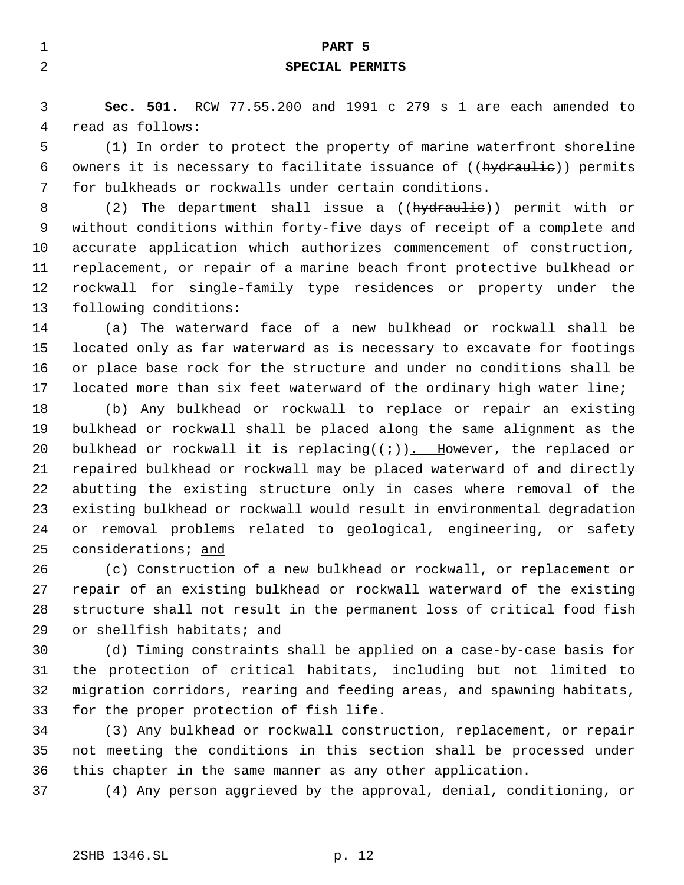## PART 5

## SPECIAL PERMITS

**Sec. 501.** RCW 77.55.200 and 1991 c 279 s 1 are each amended to read as follows:

(1) In order to protect the property of marine waterfront shoreline owners it is necessary to facilitate issuance of ((~~hydraulic~~)) permits for bulkheads or rockwalls under certain conditions.

(2) The department shall issue a ((~~hydraulic~~)) permit with or without conditions within forty-five days of receipt of a complete and accurate application which authorizes commencement of construction, replacement, or repair of a marine beach front protective bulkhead or rockwall for single-family type residences or property under the following conditions:

(a) The waterward face of a new bulkhead or rockwall shall be located only as far waterward as is necessary to excavate for footings or place base rock for the structure and under no conditions shall be located more than six feet waterward of the ordinary high water line;

(b) Any bulkhead or rockwall to replace or repair an existing bulkhead or rockwall shall be placed along the same alignment as the bulkhead or rockwall it is replacing((~~;~~)). However, the replaced or repaired bulkhead or rockwall may be placed waterward of and directly abutting the existing structure only in cases where removal of the existing bulkhead or rockwall would result in environmental degradation or removal problems related to geological, engineering, or safety considerations; and

(c) Construction of a new bulkhead or rockwall, or replacement or repair of an existing bulkhead or rockwall waterward of the existing structure shall not result in the permanent loss of critical food fish or shellfish habitats; and

(d) Timing constraints shall be applied on a case-by-case basis for the protection of critical habitats, including but not limited to migration corridors, rearing and feeding areas, and spawning habitats, for the proper protection of fish life.

(3) Any bulkhead or rockwall construction, replacement, or repair not meeting the conditions in this section shall be processed under this chapter in the same manner as any other application.

(4) Any person aggrieved by the approval, denial, conditioning, or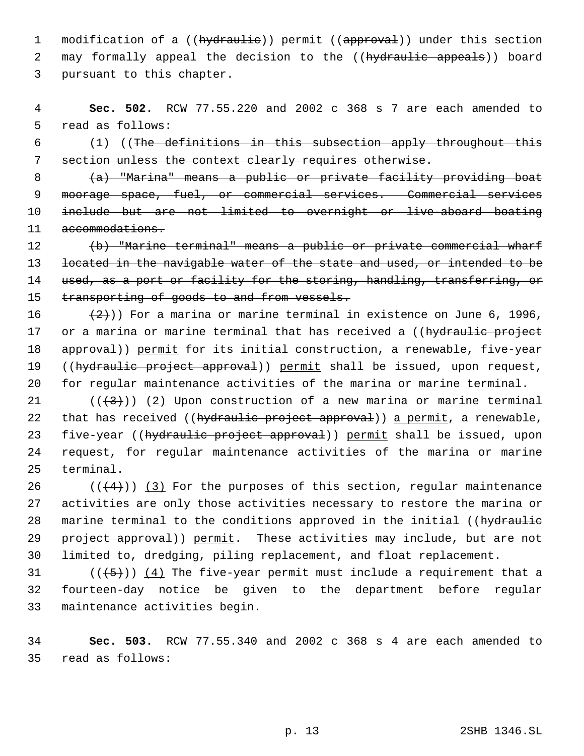modification of a ((~~hydraulic~~)) permit ((~~approval~~)) under this section may formally appeal the decision to the ((~~hydraulic appeals~~)) board pursuant to this chapter.

**Sec. 502.** RCW 77.55.220 and 2002 c 368 s 7 are each amended to read as follows:

(1) ((~~The definitions in this subsection apply throughout this section unless the context clearly requires otherwise.~~

~~(a) "Marina" means a public or private facility providing boat moorage space, fuel, or commercial services. Commercial services include but are not limited to overnight or live-aboard boating accommodations.~~

~~(b) "Marine terminal" means a public or private commercial wharf located in the navigable water of the state and used, or intended to be used, as a port or facility for the storing, handling, transferring, or transporting of goods to and from vessels.~~

~~(2)~~)) For a marina or marine terminal in existence on June 6, 1996, or a marina or marine terminal that has received a ((~~hydraulic project approval~~)) <u>permit</u> for its initial construction, a renewable, five-year ((~~hydraulic project approval~~)) <u>permit</u> shall be issued, upon request, for regular maintenance activities of the marina or marine terminal.

((~~(3)~~)) <u>(2)</u> Upon construction of a new marina or marine terminal that has received ((~~hydraulic project approval~~)) <u>a permit</u>, a renewable, five-year ((~~hydraulic project approval~~)) <u>permit</u> shall be issued, upon request, for regular maintenance activities of the marina or marine terminal.

((~~(4)~~)) <u>(3)</u> For the purposes of this section, regular maintenance activities are only those activities necessary to restore the marina or marine terminal to the conditions approved in the initial ((~~hydraulic project approval~~)) <u>permit</u>. These activities may include, but are not limited to, dredging, piling replacement, and float replacement.

((~~(5)~~)) <u>(4)</u> The five-year permit must include a requirement that a fourteen-day notice be given to the department before regular maintenance activities begin.

**Sec. 503.** RCW 77.55.340 and 2002 c 368 s 4 are each amended to read as follows: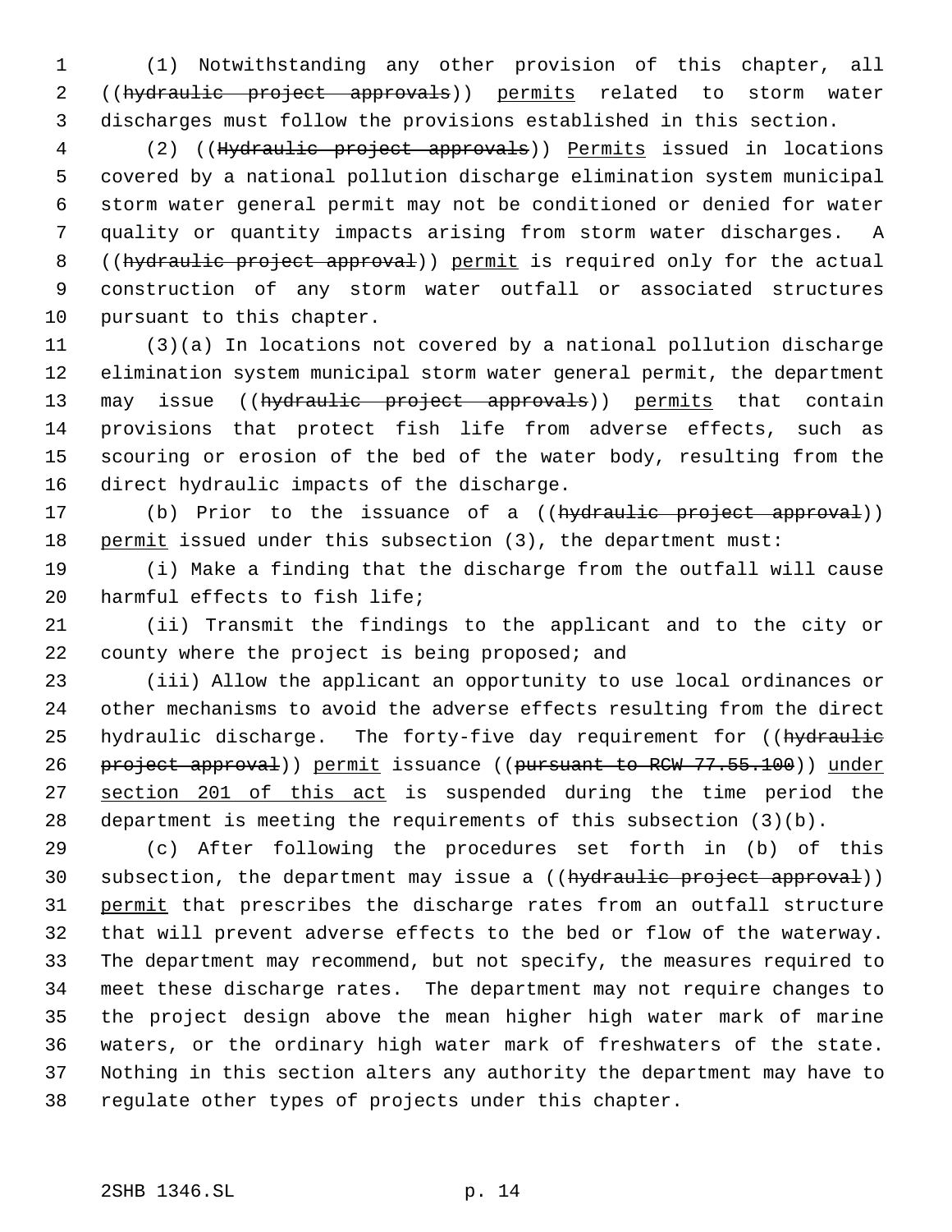(1) Notwithstanding any other provision of this chapter, all ((~~hydraulic project approvals~~)) <u>permits</u> related to storm water discharges must follow the provisions established in this section.

(2) ((~~Hydraulic project approvals~~)) <u>Permits</u> issued in locations covered by a national pollution discharge elimination system municipal storm water general permit may not be conditioned or denied for water quality or quantity impacts arising from storm water discharges. A ((~~hydraulic project approval~~)) <u>permit</u> is required only for the actual construction of any storm water outfall or associated structures pursuant to this chapter.

(3)(a) In locations not covered by a national pollution discharge elimination system municipal storm water general permit, the department may issue ((~~hydraulic project approvals~~)) <u>permits</u> that contain provisions that protect fish life from adverse effects, such as scouring or erosion of the bed of the water body, resulting from the direct hydraulic impacts of the discharge.

(b) Prior to the issuance of a ((~~hydraulic project approval~~)) <u>permit</u> issued under this subsection (3), the department must:

(i) Make a finding that the discharge from the outfall will cause harmful effects to fish life;

(ii) Transmit the findings to the applicant and to the city or county where the project is being proposed; and

(iii) Allow the applicant an opportunity to use local ordinances or other mechanisms to avoid the adverse effects resulting from the direct hydraulic discharge. The forty-five day requirement for ((~~hydraulic project approval~~)) <u>permit</u> issuance ((~~pursuant to RCW 77.55.100~~)) <u>under section 201 of this act</u> is suspended during the time period the department is meeting the requirements of this subsection (3)(b).

(c) After following the procedures set forth in (b) of this subsection, the department may issue a ((~~hydraulic project approval~~)) <u>permit</u> that prescribes the discharge rates from an outfall structure that will prevent adverse effects to the bed or flow of the waterway. The department may recommend, but not specify, the measures required to meet these discharge rates. The department may not require changes to the project design above the mean higher high water mark of marine waters, or the ordinary high water mark of freshwaters of the state. Nothing in this section alters any authority the department may have to regulate other types of projects under this chapter.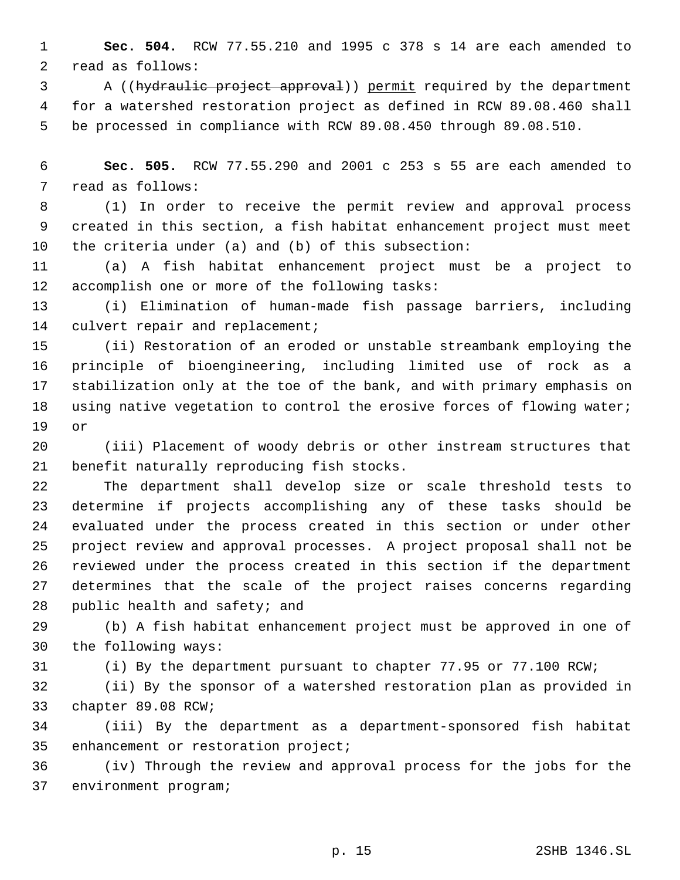**Sec. 504.** RCW 77.55.210 and 1995 c 378 s 14 are each amended to read as follows:

A ((~~hydraulic project approval~~)) <u>permit</u> required by the department for a watershed restoration project as defined in RCW 89.08.460 shall be processed in compliance with RCW 89.08.450 through 89.08.510.

**Sec. 505.** RCW 77.55.290 and 2001 c 253 s 55 are each amended to read as follows:

(1) In order to receive the permit review and approval process created in this section, a fish habitat enhancement project must meet the criteria under (a) and (b) of this subsection:

(a) A fish habitat enhancement project must be a project to accomplish one or more of the following tasks:

(i) Elimination of human-made fish passage barriers, including culvert repair and replacement;

(ii) Restoration of an eroded or unstable streambank employing the principle of bioengineering, including limited use of rock as a stabilization only at the toe of the bank, and with primary emphasis on using native vegetation to control the erosive forces of flowing water; or

(iii) Placement of woody debris or other instream structures that benefit naturally reproducing fish stocks.

The department shall develop size or scale threshold tests to determine if projects accomplishing any of these tasks should be evaluated under the process created in this section or under other project review and approval processes. A project proposal shall not be reviewed under the process created in this section if the department determines that the scale of the project raises concerns regarding public health and safety; and

(b) A fish habitat enhancement project must be approved in one of the following ways:

(i) By the department pursuant to chapter 77.95 or 77.100 RCW;

(ii) By the sponsor of a watershed restoration plan as provided in chapter 89.08 RCW;

(iii) By the department as a department-sponsored fish habitat enhancement or restoration project;

(iv) Through the review and approval process for the jobs for the environment program;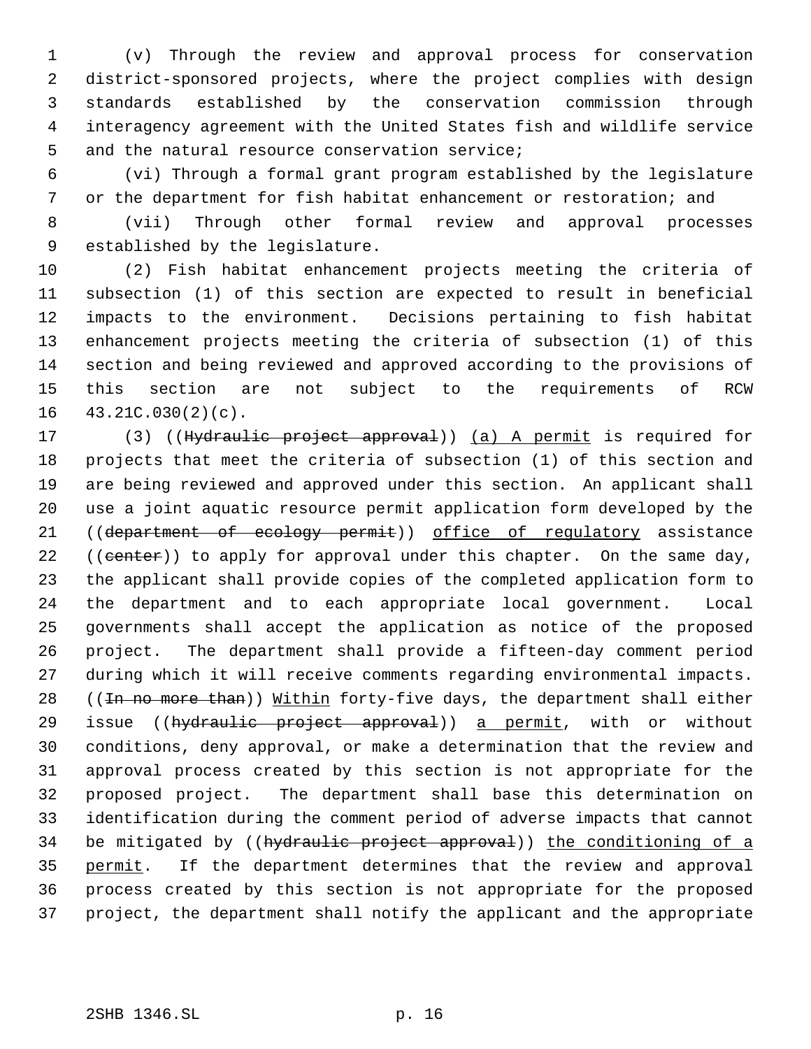(v) Through the review and approval process for conservation district-sponsored projects, where the project complies with design standards established by the conservation commission through interagency agreement with the United States fish and wildlife service and the natural resource conservation service;

(vi) Through a formal grant program established by the legislature or the department for fish habitat enhancement or restoration; and

(vii) Through other formal review and approval processes established by the legislature.

(2) Fish habitat enhancement projects meeting the criteria of subsection (1) of this section are expected to result in beneficial impacts to the environment. Decisions pertaining to fish habitat enhancement projects meeting the criteria of subsection (1) of this section and being reviewed and approved according to the provisions of this section are not subject to the requirements of RCW 43.21C.030(2)(c).

(3) ((~~Hydraulic project approval~~)) <u>(a) A permit</u> is required for projects that meet the criteria of subsection (1) of this section and are being reviewed and approved under this section. An applicant shall use a joint aquatic resource permit application form developed by the ((~~department of ecology permit~~)) <u>office of regulatory</u> assistance ((~~center~~)) to apply for approval under this chapter. On the same day, the applicant shall provide copies of the completed application form to the department and to each appropriate local government. Local governments shall accept the application as notice of the proposed project. The department shall provide a fifteen-day comment period during which it will receive comments regarding environmental impacts. ((~~In no more than~~)) <u>Within</u> forty-five days, the department shall either issue ((~~hydraulic project approval~~)) <u>a permit</u>, with or without conditions, deny approval, or make a determination that the review and approval process created by this section is not appropriate for the proposed project. The department shall base this determination on identification during the comment period of adverse impacts that cannot be mitigated by ((~~hydraulic project approval~~)) <u>the conditioning of a permit</u>. If the department determines that the review and approval process created by this section is not appropriate for the proposed project, the department shall notify the applicant and the appropriate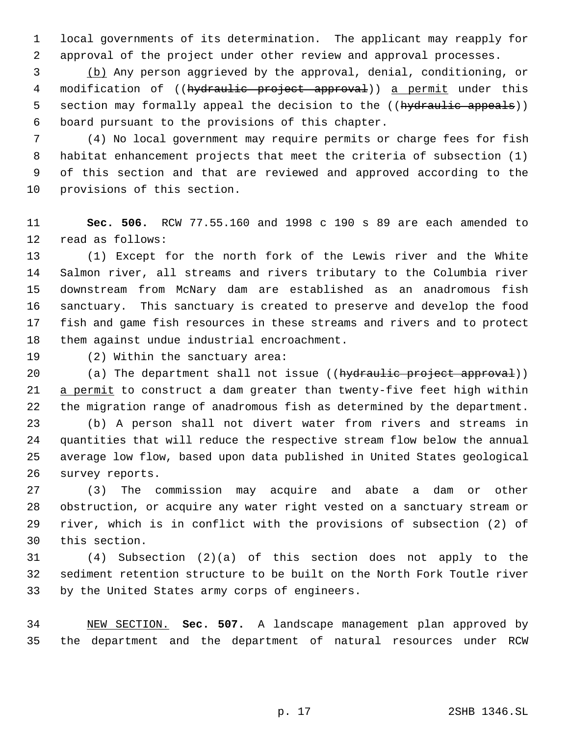local governments of its determination. The applicant may reapply for approval of the project under other review and approval processes.

(b) Any person aggrieved by the approval, denial, conditioning, or modification of ((~~hydraulic project approval~~)) a permit under this section may formally appeal the decision to the ((~~hydraulic appeals~~)) board pursuant to the provisions of this chapter.

(4) No local government may require permits or charge fees for fish habitat enhancement projects that meet the criteria of subsection (1) of this section and that are reviewed and approved according to the provisions of this section.

**Sec. 506.** RCW 77.55.160 and 1998 c 190 s 89 are each amended to read as follows:

(1) Except for the north fork of the Lewis river and the White Salmon river, all streams and rivers tributary to the Columbia river downstream from McNary dam are established as an anadromous fish sanctuary. This sanctuary is created to preserve and develop the food fish and game fish resources in these streams and rivers and to protect them against undue industrial encroachment.

(2) Within the sanctuary area:

(a) The department shall not issue ((~~hydraulic project approval~~)) a permit to construct a dam greater than twenty-five feet high within the migration range of anadromous fish as determined by the department.

(b) A person shall not divert water from rivers and streams in quantities that will reduce the respective stream flow below the annual average low flow, based upon data published in United States geological survey reports.

(3) The commission may acquire and abate a dam or other obstruction, or acquire any water right vested on a sanctuary stream or river, which is in conflict with the provisions of subsection (2) of this section.

(4) Subsection (2)(a) of this section does not apply to the sediment retention structure to be built on the North Fork Toutle river by the United States army corps of engineers.

NEW SECTION. **Sec. 507.** A landscape management plan approved by the department and the department of natural resources under RCW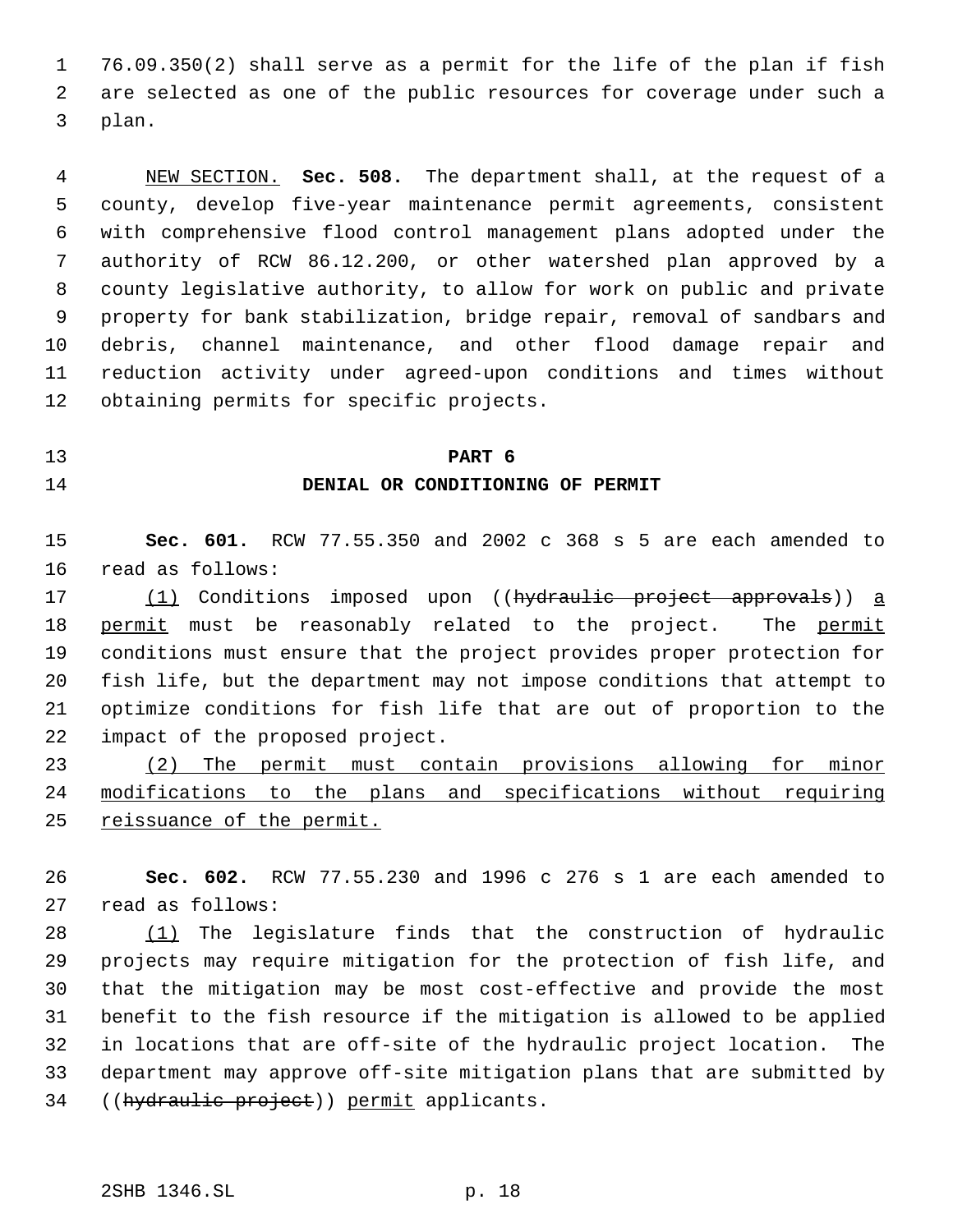76.09.350(2) shall serve as a permit for the life of the plan if fish are selected as one of the public resources for coverage under such a plan.

<u>NEW SECTION.</u> **Sec. 508.** The department shall, at the request of a county, develop five-year maintenance permit agreements, consistent with comprehensive flood control management plans adopted under the authority of RCW 86.12.200, or other watershed plan approved by a county legislative authority, to allow for work on public and private property for bank stabilization, bridge repair, removal of sandbars and debris, channel maintenance, and other flood damage repair and reduction activity under agreed-upon conditions and times without obtaining permits for specific projects.

## PART 6
## DENIAL OR CONDITIONING OF PERMIT

**Sec. 601.** RCW 77.55.350 and 2002 c 368 s 5 are each amended to read as follows:

<u>(1)</u> Conditions imposed upon ((~~hydraulic project approvals~~)) <u>a permit</u> must be reasonably related to the project. The <u>permit</u> conditions must ensure that the project provides proper protection for fish life, but the department may not impose conditions that attempt to optimize conditions for fish life that are out of proportion to the impact of the proposed project.

<u>(2) The permit must contain provisions allowing for minor modifications to the plans and specifications without requiring reissuance of the permit.</u>

**Sec. 602.** RCW 77.55.230 and 1996 c 276 s 1 are each amended to read as follows:

<u>(1)</u> The legislature finds that the construction of hydraulic projects may require mitigation for the protection of fish life, and that the mitigation may be most cost-effective and provide the most benefit to the fish resource if the mitigation is allowed to be applied in locations that are off-site of the hydraulic project location. The department may approve off-site mitigation plans that are submitted by ((~~hydraulic project~~)) <u>permit</u> applicants.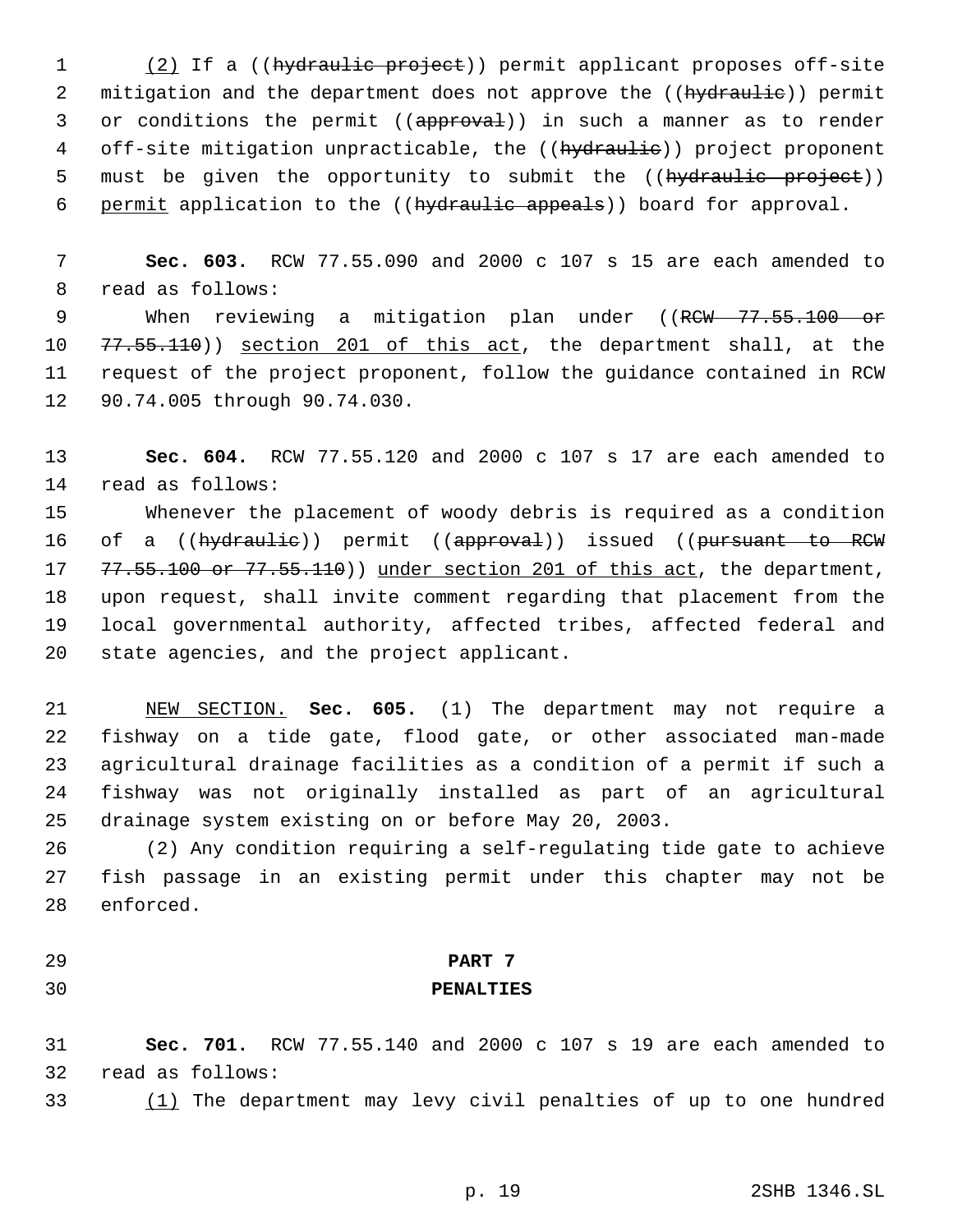(2) If a ((~~hydraulic project~~)) permit applicant proposes off-site mitigation and the department does not approve the ((~~hydraulic~~)) permit or conditions the permit ((~~approval~~)) in such a manner as to render off-site mitigation unpracticable, the ((~~hydraulic~~)) project proponent must be given the opportunity to submit the ((~~hydraulic project~~)) permit application to the ((~~hydraulic appeals~~)) board for approval.

**Sec. 603.** RCW 77.55.090 and 2000 c 107 s 15 are each amended to read as follows:

When reviewing a mitigation plan under ((~~RCW 77.55.100 or 77.55.110~~)) section 201 of this act, the department shall, at the request of the project proponent, follow the guidance contained in RCW 90.74.005 through 90.74.030.

**Sec. 604.** RCW 77.55.120 and 2000 c 107 s 17 are each amended to read as follows:

Whenever the placement of woody debris is required as a condition of a ((~~hydraulic~~)) permit ((~~approval~~)) issued ((~~pursuant to RCW 77.55.100 or 77.55.110~~)) under section 201 of this act, the department, upon request, shall invite comment regarding that placement from the local governmental authority, affected tribes, affected federal and state agencies, and the project applicant.

NEW SECTION. **Sec. 605.** (1) The department may not require a fishway on a tide gate, flood gate, or other associated man-made agricultural drainage facilities as a condition of a permit if such a fishway was not originally installed as part of an agricultural drainage system existing on or before May 20, 2003.

(2) Any condition requiring a self-regulating tide gate to achieve fish passage in an existing permit under this chapter may not be enforced.

## PART 7
## PENALTIES

**Sec. 701.** RCW 77.55.140 and 2000 c 107 s 19 are each amended to read as follows:

(1) The department may levy civil penalties of up to one hundred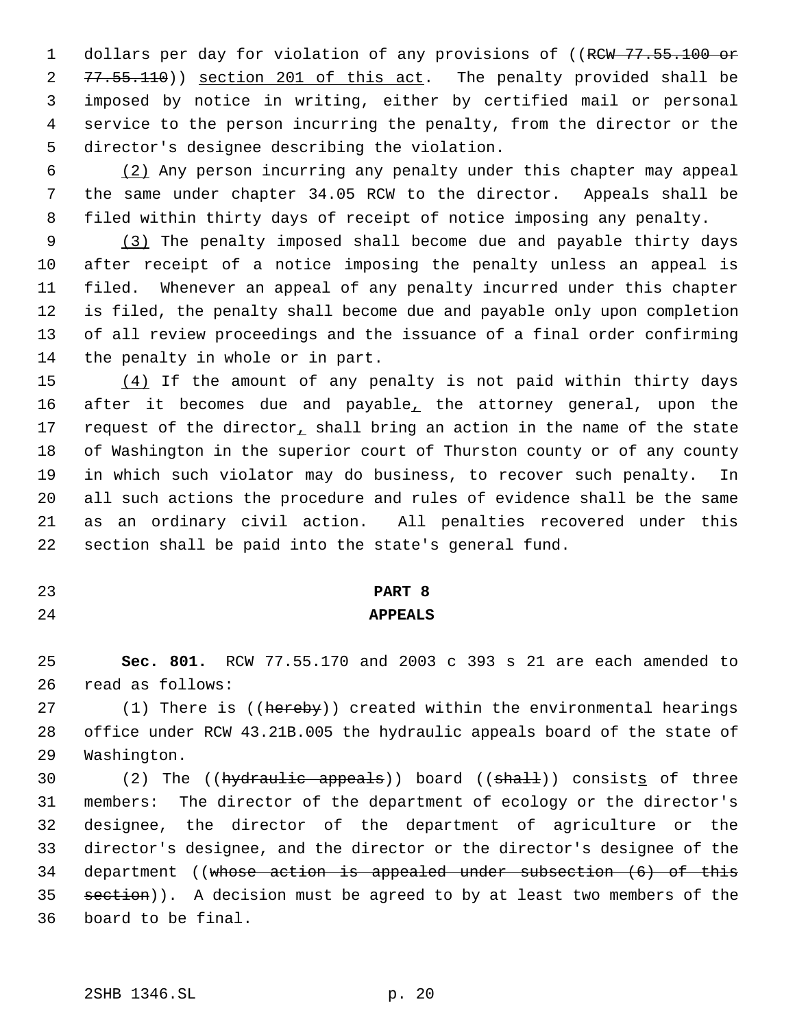dollars per day for violation of any provisions of ((~~RCW 77.55.100 or 77.55.110~~)) <u>section 201 of this act</u>. The penalty provided shall be imposed by notice in writing, either by certified mail or personal service to the person incurring the penalty, from the director or the director's designee describing the violation.

<u>(2)</u> Any person incurring any penalty under this chapter may appeal the same under chapter 34.05 RCW to the director. Appeals shall be filed within thirty days of receipt of notice imposing any penalty.

<u>(3)</u> The penalty imposed shall become due and payable thirty days after receipt of a notice imposing the penalty unless an appeal is filed. Whenever an appeal of any penalty incurred under this chapter is filed, the penalty shall become due and payable only upon completion of all review proceedings and the issuance of a final order confirming the penalty in whole or in part.

<u>(4)</u> If the amount of any penalty is not paid within thirty days after it becomes due and payable<u>,</u> the attorney general, upon the request of the director<u>,</u> shall bring an action in the name of the state of Washington in the superior court of Thurston county or of any county in which such violator may do business, to recover such penalty. In all such actions the procedure and rules of evidence shall be the same as an ordinary civil action. All penalties recovered under this section shall be paid into the state's general fund.

**PART 8**

**APPEALS**

**Sec. 801.** RCW 77.55.170 and 2003 c 393 s 21 are each amended to read as follows:

(1) There is ((~~hereby~~)) created within the environmental hearings office under RCW 43.21B.005 the hydraulic appeals board of the state of Washington.

(2) The ((~~hydraulic appeals~~)) board ((~~shall~~)) consist<u>s</u> of three members: The director of the department of ecology or the director's designee, the director of the department of agriculture or the director's designee, and the director or the director's designee of the department ((~~whose action is appealed under subsection (6) of this section~~)). A decision must be agreed to by at least two members of the board to be final.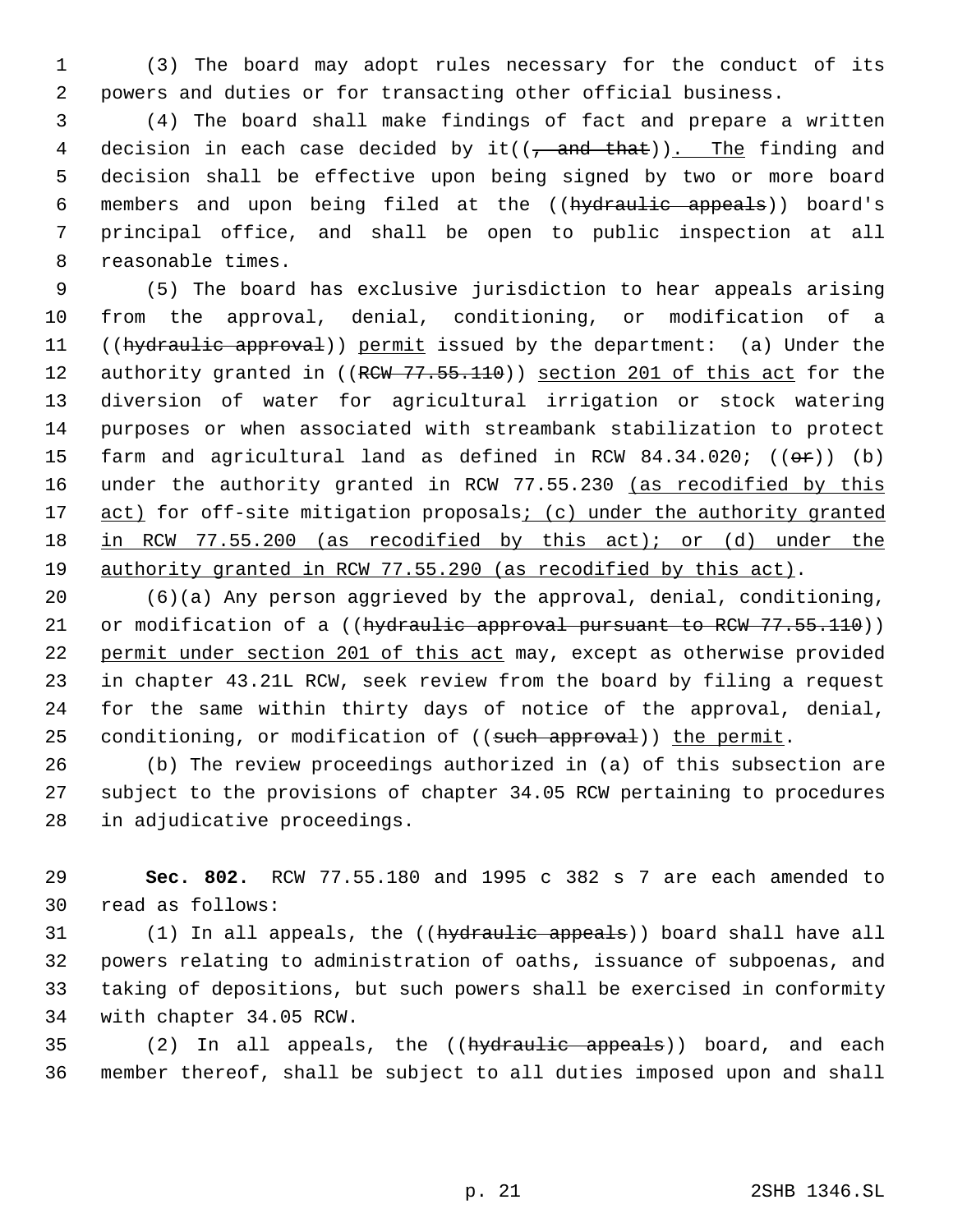(3) The board may adopt rules necessary for the conduct of its powers and duties or for transacting other official business.

(4) The board shall make findings of fact and prepare a written decision in each case decided by it((~~, and that~~)). The finding and decision shall be effective upon being signed by two or more board members and upon being filed at the ((~~hydraulic appeals~~)) board's principal office, and shall be open to public inspection at all reasonable times.

(5) The board has exclusive jurisdiction to hear appeals arising from the approval, denial, conditioning, or modification of a ((~~hydraulic approval~~)) permit issued by the department: (a) Under the authority granted in ((~~RCW 77.55.110~~)) section 201 of this act for the diversion of water for agricultural irrigation or stock watering purposes or when associated with streambank stabilization to protect farm and agricultural land as defined in RCW 84.34.020; ((~~or~~)) (b) under the authority granted in RCW 77.55.230 (as recodified by this act) for off-site mitigation proposals; (c) under the authority granted in RCW 77.55.200 (as recodified by this act); or (d) under the authority granted in RCW 77.55.290 (as recodified by this act).

(6)(a) Any person aggrieved by the approval, denial, conditioning, or modification of a ((~~hydraulic approval pursuant to RCW 77.55.110~~)) permit under section 201 of this act may, except as otherwise provided in chapter 43.21L RCW, seek review from the board by filing a request for the same within thirty days of notice of the approval, denial, conditioning, or modification of ((~~such approval~~)) the permit.

(b) The review proceedings authorized in (a) of this subsection are subject to the provisions of chapter 34.05 RCW pertaining to procedures in adjudicative proceedings.

**Sec. 802.** RCW 77.55.180 and 1995 c 382 s 7 are each amended to read as follows:

(1) In all appeals, the ((~~hydraulic appeals~~)) board shall have all powers relating to administration of oaths, issuance of subpoenas, and taking of depositions, but such powers shall be exercised in conformity with chapter 34.05 RCW.

(2) In all appeals, the ((~~hydraulic appeals~~)) board, and each member thereof, shall be subject to all duties imposed upon and shall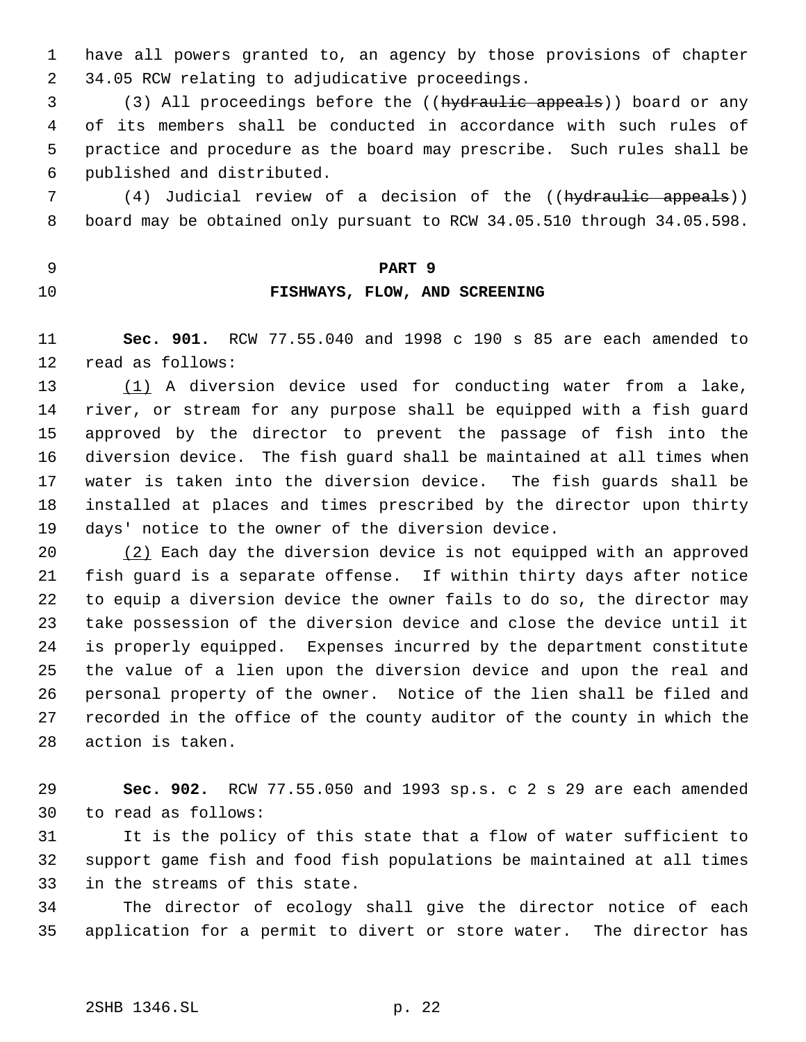have all powers granted to, an agency by those provisions of chapter 34.05 RCW relating to adjudicative proceedings.

(3) All proceedings before the ((~~hydraulic appeals~~)) board or any of its members shall be conducted in accordance with such rules of practice and procedure as the board may prescribe. Such rules shall be published and distributed.

(4) Judicial review of a decision of the ((~~hydraulic appeals~~)) board may be obtained only pursuant to RCW 34.05.510 through 34.05.598.

## PART 9
## FISHWAYS, FLOW, AND SCREENING

**Sec. 901.** RCW 77.55.040 and 1998 c 190 s 85 are each amended to read as follows:

<u>(1)</u> A diversion device used for conducting water from a lake, river, or stream for any purpose shall be equipped with a fish guard approved by the director to prevent the passage of fish into the diversion device. The fish guard shall be maintained at all times when water is taken into the diversion device. The fish guards shall be installed at places and times prescribed by the director upon thirty days' notice to the owner of the diversion device.

<u>(2)</u> Each day the diversion device is not equipped with an approved fish guard is a separate offense. If within thirty days after notice to equip a diversion device the owner fails to do so, the director may take possession of the diversion device and close the device until it is properly equipped. Expenses incurred by the department constitute the value of a lien upon the diversion device and upon the real and personal property of the owner. Notice of the lien shall be filed and recorded in the office of the county auditor of the county in which the action is taken.

**Sec. 902.** RCW 77.55.050 and 1993 sp.s. c 2 s 29 are each amended to read as follows:

It is the policy of this state that a flow of water sufficient to support game fish and food fish populations be maintained at all times in the streams of this state.

The director of ecology shall give the director notice of each application for a permit to divert or store water. The director has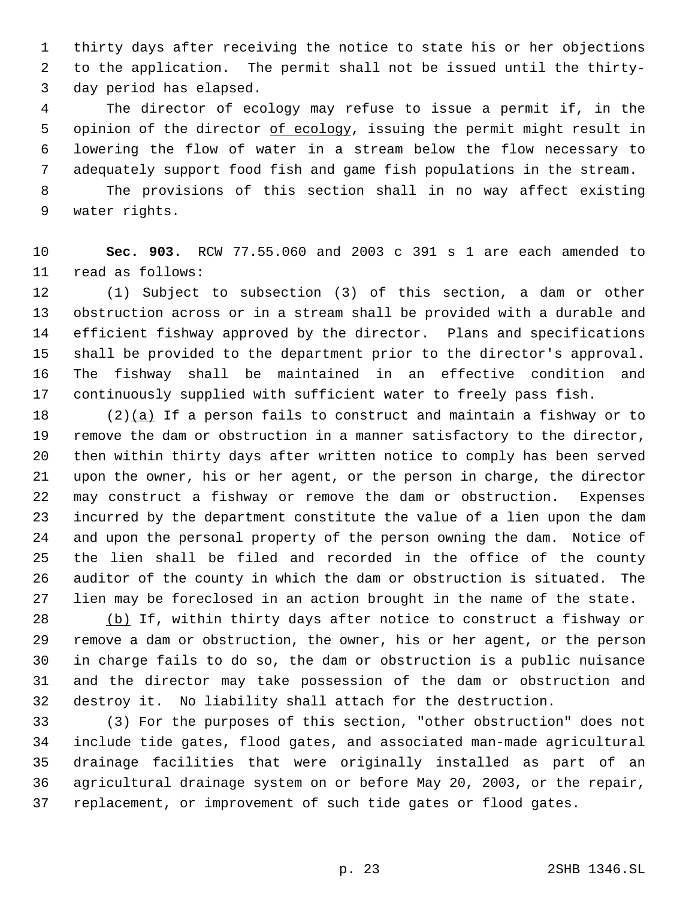thirty days after receiving the notice to state his or her objections to the application. The permit shall not be issued until the thirty-day period has elapsed.

The director of ecology may refuse to issue a permit if, in the opinion of the director <u>of ecology</u>, issuing the permit might result in lowering the flow of water in a stream below the flow necessary to adequately support food fish and game fish populations in the stream.

The provisions of this section shall in no way affect existing water rights.

**Sec. 903.** RCW 77.55.060 and 2003 c 391 s 1 are each amended to read as follows:

(1) Subject to subsection (3) of this section, a dam or other obstruction across or in a stream shall be provided with a durable and efficient fishway approved by the director. Plans and specifications shall be provided to the department prior to the director's approval. The fishway shall be maintained in an effective condition and continuously supplied with sufficient water to freely pass fish.

(2)<u>(a)</u> If a person fails to construct and maintain a fishway or to remove the dam or obstruction in a manner satisfactory to the director, then within thirty days after written notice to comply has been served upon the owner, his or her agent, or the person in charge, the director may construct a fishway or remove the dam or obstruction. Expenses incurred by the department constitute the value of a lien upon the dam and upon the personal property of the person owning the dam. Notice of the lien shall be filed and recorded in the office of the county auditor of the county in which the dam or obstruction is situated. The lien may be foreclosed in an action brought in the name of the state.

<u>(b)</u> If, within thirty days after notice to construct a fishway or remove a dam or obstruction, the owner, his or her agent, or the person in charge fails to do so, the dam or obstruction is a public nuisance and the director may take possession of the dam or obstruction and destroy it. No liability shall attach for the destruction.

(3) For the purposes of this section, "other obstruction" does not include tide gates, flood gates, and associated man-made agricultural drainage facilities that were originally installed as part of an agricultural drainage system on or before May 20, 2003, or the repair, replacement, or improvement of such tide gates or flood gates.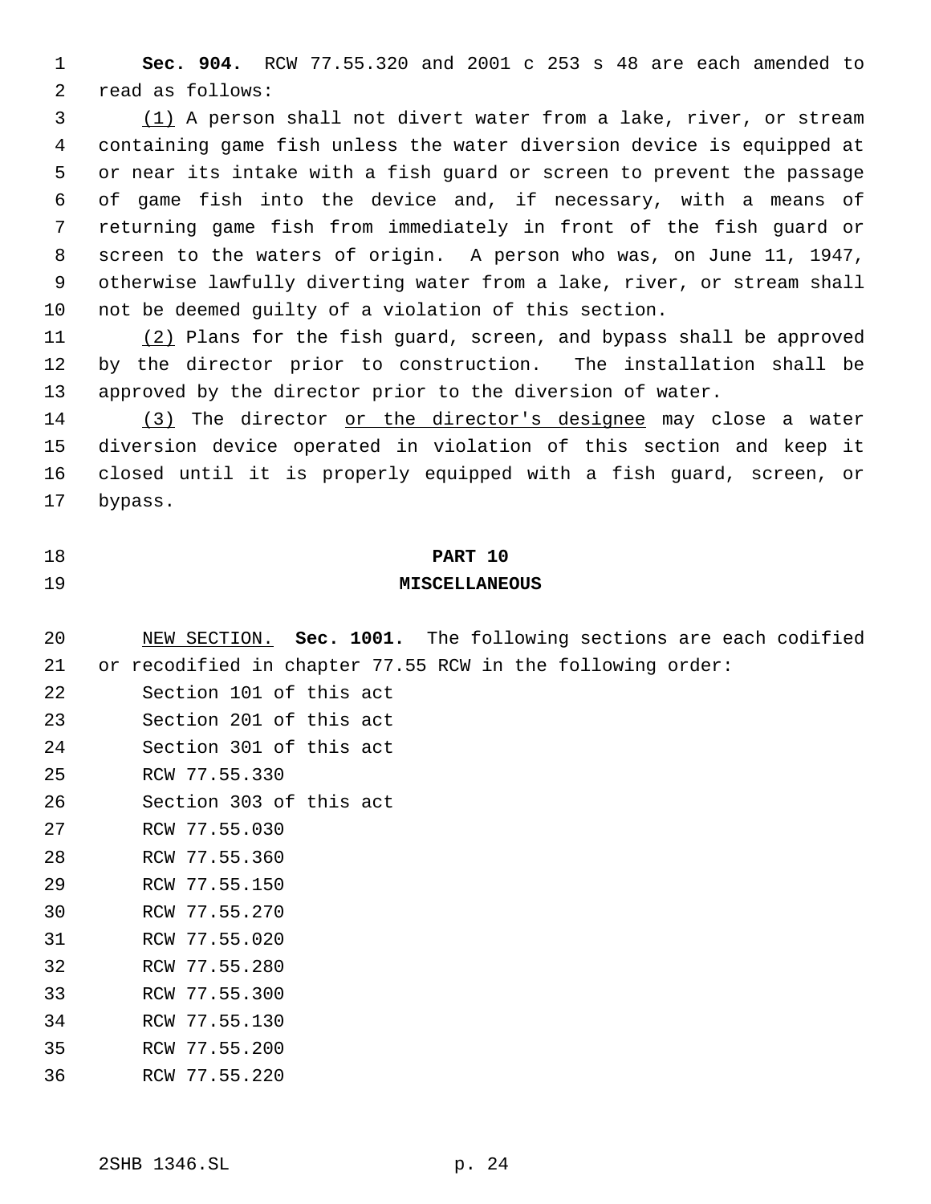**Sec. 904.** RCW 77.55.320 and 2001 c 253 s 48 are each amended to read as follows:

(1) A person shall not divert water from a lake, river, or stream containing game fish unless the water diversion device is equipped at or near its intake with a fish guard or screen to prevent the passage of game fish into the device and, if necessary, with a means of returning game fish from immediately in front of the fish guard or screen to the waters of origin. A person who was, on June 11, 1947, otherwise lawfully diverting water from a lake, river, or stream shall not be deemed guilty of a violation of this section.

(2) Plans for the fish guard, screen, and bypass shall be approved by the director prior to construction. The installation shall be approved by the director prior to the diversion of water.

(3) The director or the director's designee may close a water diversion device operated in violation of this section and keep it closed until it is properly equipped with a fish guard, screen, or bypass.

## PART 10
## MISCELLANEOUS

NEW SECTION. **Sec. 1001.** The following sections are each codified or recodified in chapter 77.55 RCW in the following order:

Section 101 of this act
Section 201 of this act
Section 301 of this act
RCW 77.55.330
Section 303 of this act
RCW 77.55.030
RCW 77.55.360
RCW 77.55.150
RCW 77.55.270
RCW 77.55.020
RCW 77.55.280
RCW 77.55.300
RCW 77.55.130
RCW 77.55.200
RCW 77.55.220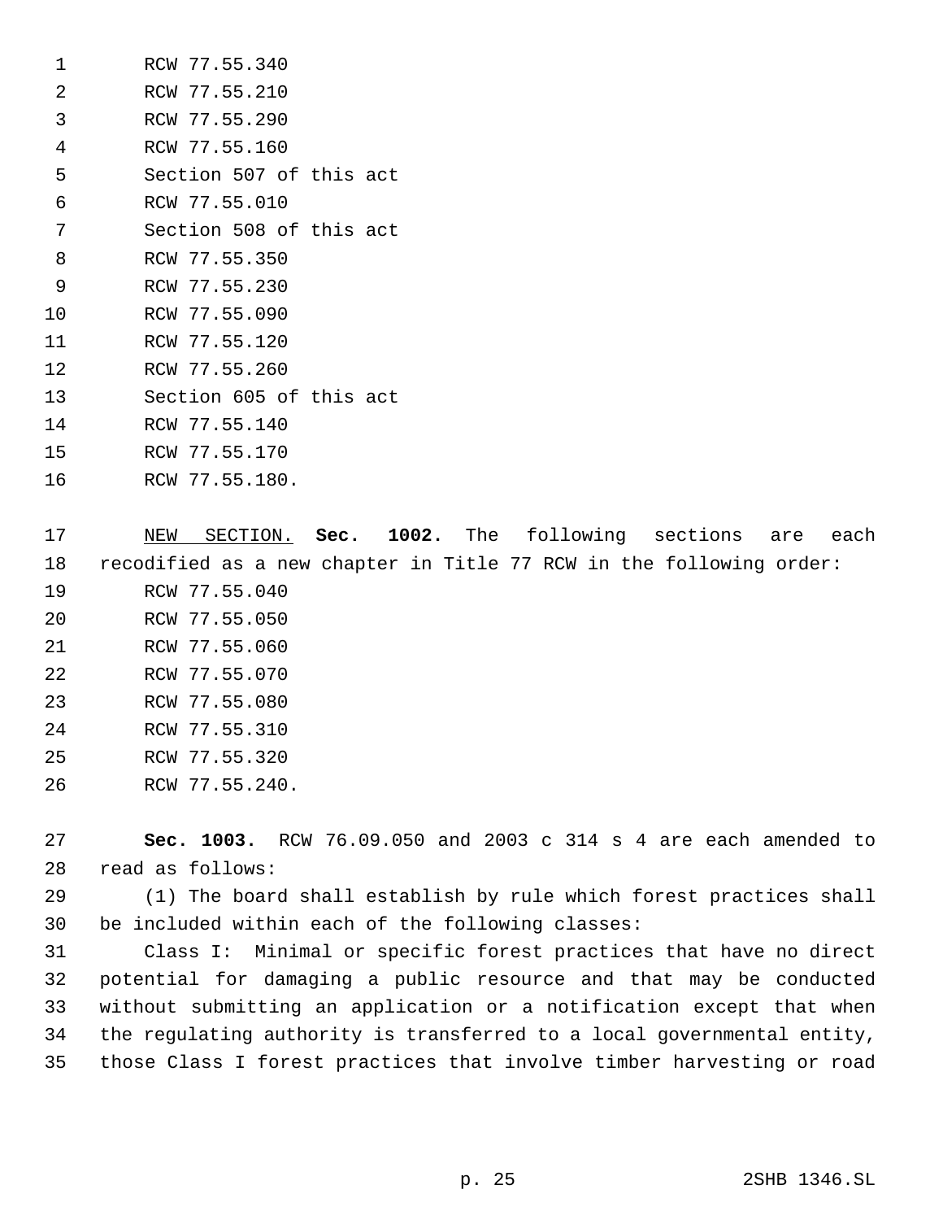RCW 77.55.340
RCW 77.55.210
RCW 77.55.290
RCW 77.55.160
Section 507 of this act
RCW 77.55.010
Section 508 of this act
RCW 77.55.350
RCW 77.55.230
RCW 77.55.090
RCW 77.55.120
RCW 77.55.260
Section 605 of this act
RCW 77.55.140
RCW 77.55.170
RCW 77.55.180.

NEW SECTION. **Sec. 1002.** The following sections are each recodified as a new chapter in Title 77 RCW in the following order:

RCW 77.55.040
RCW 77.55.050
RCW 77.55.060
RCW 77.55.070
RCW 77.55.080
RCW 77.55.310
RCW 77.55.320
RCW 77.55.240.

**Sec. 1003.** RCW 76.09.050 and 2003 c 314 s 4 are each amended to read as follows:

(1) The board shall establish by rule which forest practices shall be included within each of the following classes:

Class I: Minimal or specific forest practices that have no direct potential for damaging a public resource and that may be conducted without submitting an application or a notification except that when the regulating authority is transferred to a local governmental entity, those Class I forest practices that involve timber harvesting or road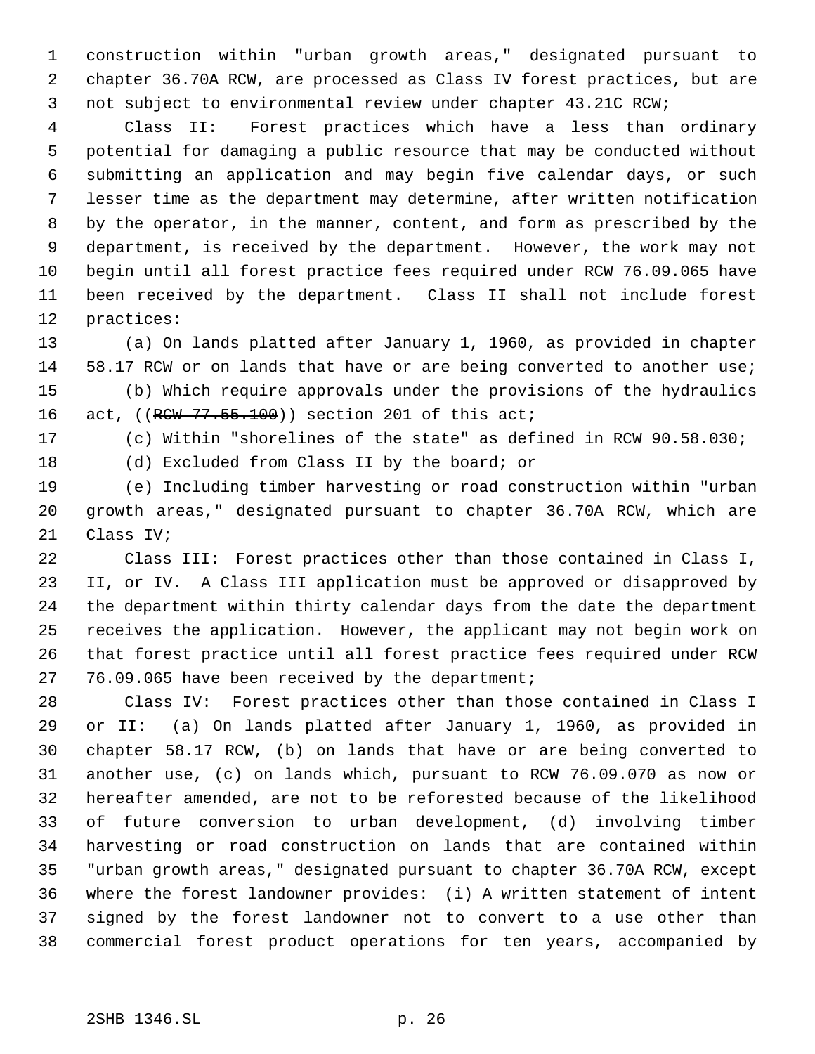construction within "urban growth areas," designated pursuant to chapter 36.70A RCW, are processed as Class IV forest practices, but are not subject to environmental review under chapter 43.21C RCW;

Class II: Forest practices which have a less than ordinary potential for damaging a public resource that may be conducted without submitting an application and may begin five calendar days, or such lesser time as the department may determine, after written notification by the operator, in the manner, content, and form as prescribed by the department, is received by the department. However, the work may not begin until all forest practice fees required under RCW 76.09.065 have been received by the department. Class II shall not include forest practices:

(a) On lands platted after January 1, 1960, as provided in chapter 58.17 RCW or on lands that have or are being converted to another use;

(b) Which require approvals under the provisions of the hydraulics act, ((~~RCW 77.55.100~~)) section 201 of this act;

(c) Within "shorelines of the state" as defined in RCW 90.58.030;

(d) Excluded from Class II by the board; or

(e) Including timber harvesting or road construction within "urban growth areas," designated pursuant to chapter 36.70A RCW, which are Class IV;

Class III: Forest practices other than those contained in Class I, II, or IV. A Class III application must be approved or disapproved by the department within thirty calendar days from the date the department receives the application. However, the applicant may not begin work on that forest practice until all forest practice fees required under RCW 76.09.065 have been received by the department;

Class IV: Forest practices other than those contained in Class I or II: (a) On lands platted after January 1, 1960, as provided in chapter 58.17 RCW, (b) on lands that have or are being converted to another use, (c) on lands which, pursuant to RCW 76.09.070 as now or hereafter amended, are not to be reforested because of the likelihood of future conversion to urban development, (d) involving timber harvesting or road construction on lands that are contained within "urban growth areas," designated pursuant to chapter 36.70A RCW, except where the forest landowner provides: (i) A written statement of intent signed by the forest landowner not to convert to a use other than commercial forest product operations for ten years, accompanied by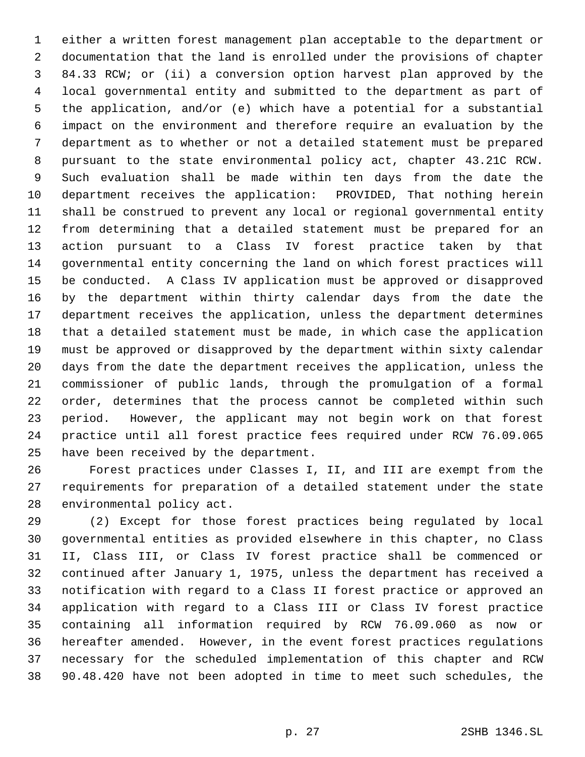either a written forest management plan acceptable to the department or documentation that the land is enrolled under the provisions of chapter 84.33 RCW; or (ii) a conversion option harvest plan approved by the local governmental entity and submitted to the department as part of the application, and/or (e) which have a potential for a substantial impact on the environment and therefore require an evaluation by the department as to whether or not a detailed statement must be prepared pursuant to the state environmental policy act, chapter 43.21C RCW. Such evaluation shall be made within ten days from the date the department receives the application: PROVIDED, That nothing herein shall be construed to prevent any local or regional governmental entity from determining that a detailed statement must be prepared for an action pursuant to a Class IV forest practice taken by that governmental entity concerning the land on which forest practices will be conducted. A Class IV application must be approved or disapproved by the department within thirty calendar days from the date the department receives the application, unless the department determines that a detailed statement must be made, in which case the application must be approved or disapproved by the department within sixty calendar days from the date the department receives the application, unless the commissioner of public lands, through the promulgation of a formal order, determines that the process cannot be completed within such period. However, the applicant may not begin work on that forest practice until all forest practice fees required under RCW 76.09.065 have been received by the department.

Forest practices under Classes I, II, and III are exempt from the requirements for preparation of a detailed statement under the state environmental policy act.

(2) Except for those forest practices being regulated by local governmental entities as provided elsewhere in this chapter, no Class II, Class III, or Class IV forest practice shall be commenced or continued after January 1, 1975, unless the department has received a notification with regard to a Class II forest practice or approved an application with regard to a Class III or Class IV forest practice containing all information required by RCW 76.09.060 as now or hereafter amended. However, in the event forest practices regulations necessary for the scheduled implementation of this chapter and RCW 90.48.420 have not been adopted in time to meet such schedules, the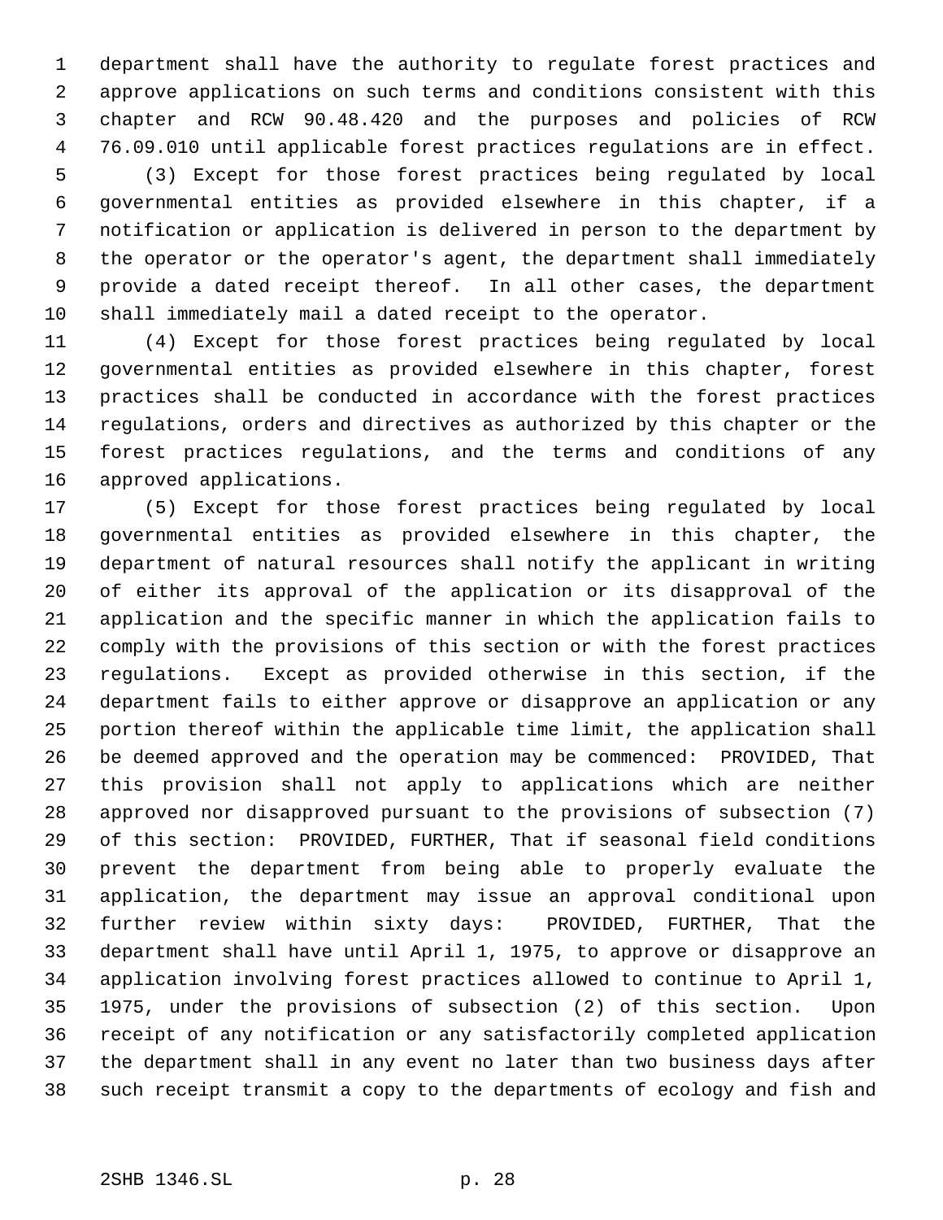department shall have the authority to regulate forest practices and approve applications on such terms and conditions consistent with this chapter and RCW 90.48.420 and the purposes and policies of RCW 76.09.010 until applicable forest practices regulations are in effect.

(3) Except for those forest practices being regulated by local governmental entities as provided elsewhere in this chapter, if a notification or application is delivered in person to the department by the operator or the operator's agent, the department shall immediately provide a dated receipt thereof. In all other cases, the department shall immediately mail a dated receipt to the operator.

(4) Except for those forest practices being regulated by local governmental entities as provided elsewhere in this chapter, forest practices shall be conducted in accordance with the forest practices regulations, orders and directives as authorized by this chapter or the forest practices regulations, and the terms and conditions of any approved applications.

(5) Except for those forest practices being regulated by local governmental entities as provided elsewhere in this chapter, the department of natural resources shall notify the applicant in writing of either its approval of the application or its disapproval of the application and the specific manner in which the application fails to comply with the provisions of this section or with the forest practices regulations. Except as provided otherwise in this section, if the department fails to either approve or disapprove an application or any portion thereof within the applicable time limit, the application shall be deemed approved and the operation may be commenced: PROVIDED, That this provision shall not apply to applications which are neither approved nor disapproved pursuant to the provisions of subsection (7) of this section: PROVIDED, FURTHER, That if seasonal field conditions prevent the department from being able to properly evaluate the application, the department may issue an approval conditional upon further review within sixty days: PROVIDED, FURTHER, That the department shall have until April 1, 1975, to approve or disapprove an application involving forest practices allowed to continue to April 1, 1975, under the provisions of subsection (2) of this section. Upon receipt of any notification or any satisfactorily completed application the department shall in any event no later than two business days after such receipt transmit a copy to the departments of ecology and fish and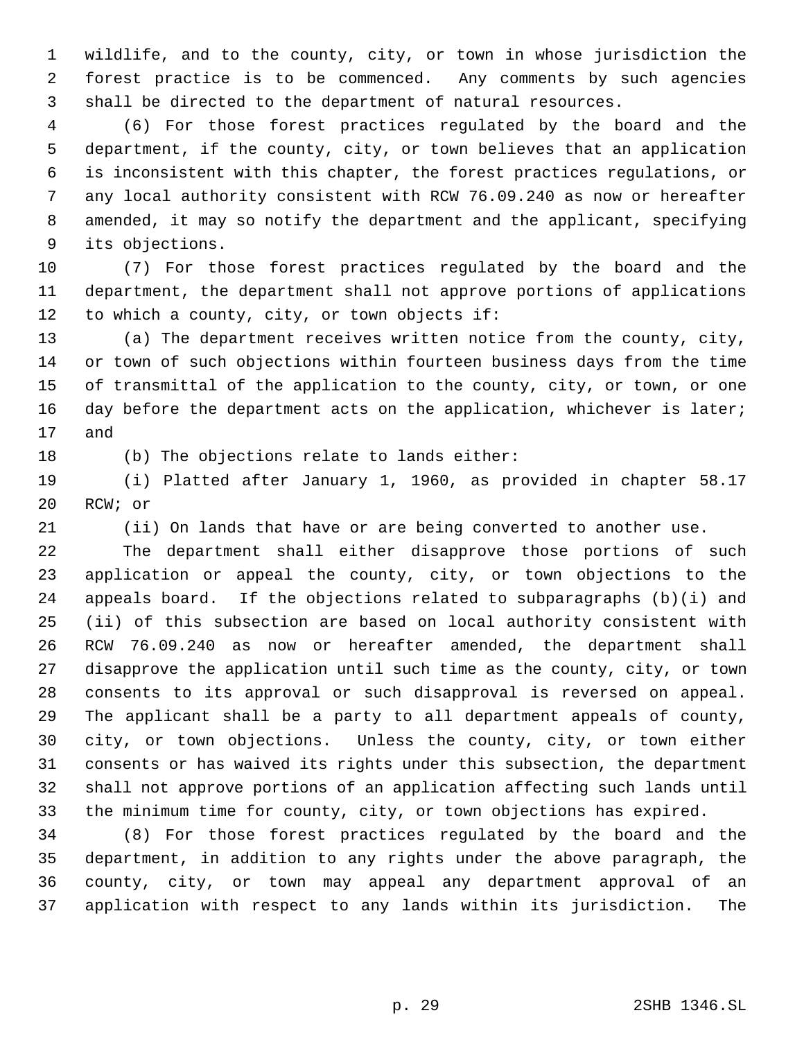wildlife, and to the county, city, or town in whose jurisdiction the forest practice is to be commenced. Any comments by such agencies shall be directed to the department of natural resources.

(6) For those forest practices regulated by the board and the department, if the county, city, or town believes that an application is inconsistent with this chapter, the forest practices regulations, or any local authority consistent with RCW 76.09.240 as now or hereafter amended, it may so notify the department and the applicant, specifying its objections.

(7) For those forest practices regulated by the board and the department, the department shall not approve portions of applications to which a county, city, or town objects if:

(a) The department receives written notice from the county, city, or town of such objections within fourteen business days from the time of transmittal of the application to the county, city, or town, or one day before the department acts on the application, whichever is later; and

(b) The objections relate to lands either:

(i) Platted after January 1, 1960, as provided in chapter 58.17 RCW; or

(ii) On lands that have or are being converted to another use.

The department shall either disapprove those portions of such application or appeal the county, city, or town objections to the appeals board. If the objections related to subparagraphs (b)(i) and (ii) of this subsection are based on local authority consistent with RCW 76.09.240 as now or hereafter amended, the department shall disapprove the application until such time as the county, city, or town consents to its approval or such disapproval is reversed on appeal. The applicant shall be a party to all department appeals of county, city, or town objections. Unless the county, city, or town either consents or has waived its rights under this subsection, the department shall not approve portions of an application affecting such lands until the minimum time for county, city, or town objections has expired.

(8) For those forest practices regulated by the board and the department, in addition to any rights under the above paragraph, the county, city, or town may appeal any department approval of an application with respect to any lands within its jurisdiction. The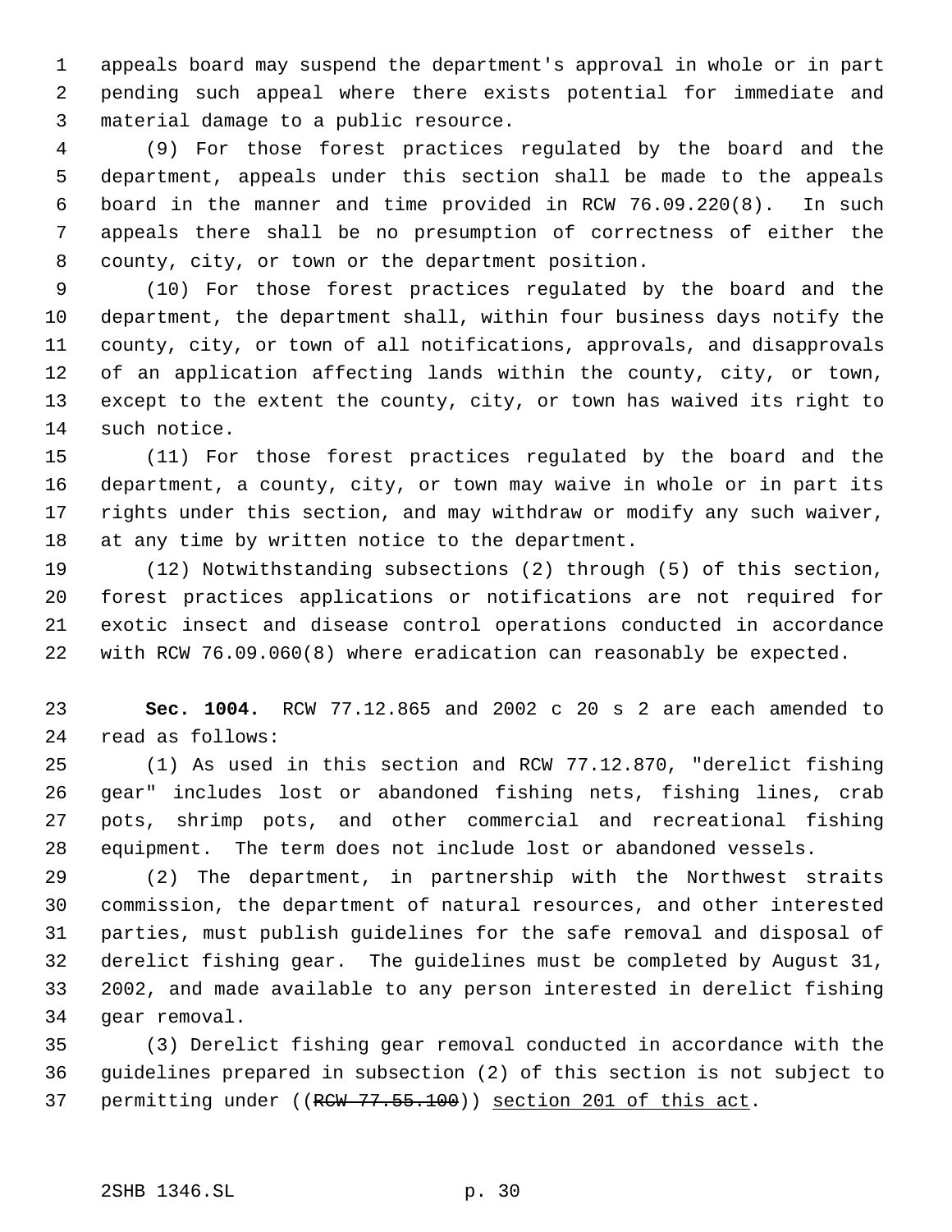appeals board may suspend the department's approval in whole or in part pending such appeal where there exists potential for immediate and material damage to a public resource.

(9) For those forest practices regulated by the board and the department, appeals under this section shall be made to the appeals board in the manner and time provided in RCW 76.09.220(8). In such appeals there shall be no presumption of correctness of either the county, city, or town or the department position.

(10) For those forest practices regulated by the board and the department, the department shall, within four business days notify the county, city, or town of all notifications, approvals, and disapprovals of an application affecting lands within the county, city, or town, except to the extent the county, city, or town has waived its right to such notice.

(11) For those forest practices regulated by the board and the department, a county, city, or town may waive in whole or in part its rights under this section, and may withdraw or modify any such waiver, at any time by written notice to the department.

(12) Notwithstanding subsections (2) through (5) of this section, forest practices applications or notifications are not required for exotic insect and disease control operations conducted in accordance with RCW 76.09.060(8) where eradication can reasonably be expected.

**Sec. 1004.** RCW 77.12.865 and 2002 c 20 s 2 are each amended to read as follows:

(1) As used in this section and RCW 77.12.870, "derelict fishing gear" includes lost or abandoned fishing nets, fishing lines, crab pots, shrimp pots, and other commercial and recreational fishing equipment. The term does not include lost or abandoned vessels.

(2) The department, in partnership with the Northwest straits commission, the department of natural resources, and other interested parties, must publish guidelines for the safe removal and disposal of derelict fishing gear. The guidelines must be completed by August 31, 2002, and made available to any person interested in derelict fishing gear removal.

(3) Derelict fishing gear removal conducted in accordance with the guidelines prepared in subsection (2) of this section is not subject to permitting under ((~~RCW 77.55.100~~)) <u>section 201 of this act</u>.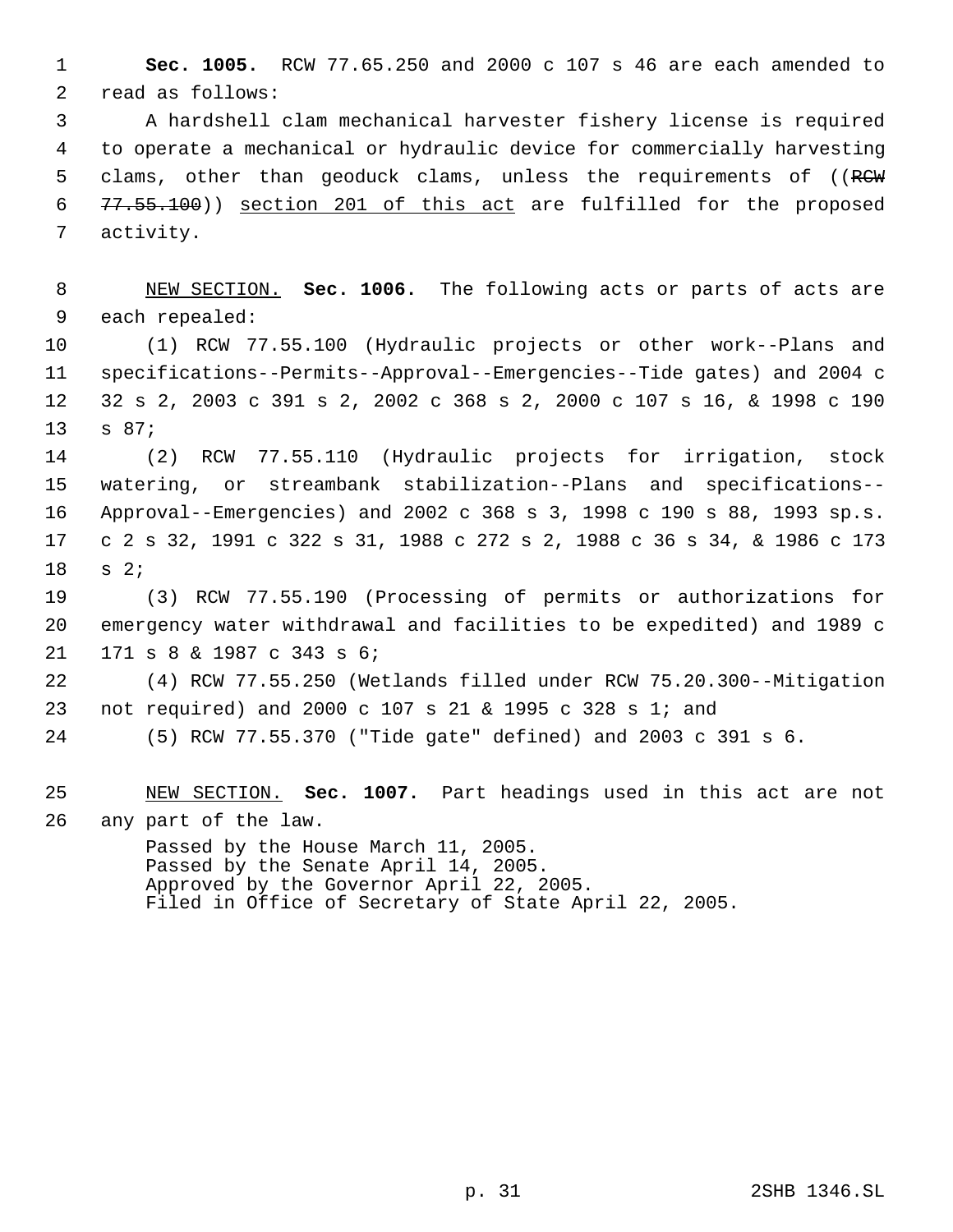**Sec. 1005.** RCW 77.65.250 and 2000 c 107 s 46 are each amended to read as follows:

A hardshell clam mechanical harvester fishery license is required to operate a mechanical or hydraulic device for commercially harvesting clams, other than geoduck clams, unless the requirements of ((~~RCW 77.55.100~~)) <u>section 201 of this act</u> are fulfilled for the proposed activity.

<u>NEW SECTION.</u> **Sec. 1006.** The following acts or parts of acts are each repealed:

(1) RCW 77.55.100 (Hydraulic projects or other work--Plans and specifications--Permits--Approval--Emergencies--Tide gates) and 2004 c 32 s 2, 2003 c 391 s 2, 2002 c 368 s 2, 2000 c 107 s 16, & 1998 c 190 s 87;

(2) RCW 77.55.110 (Hydraulic projects for irrigation, stock watering, or streambank stabilization--Plans and specifications--Approval--Emergencies) and 2002 c 368 s 3, 1998 c 190 s 88, 1993 sp.s. c 2 s 32, 1991 c 322 s 31, 1988 c 272 s 2, 1988 c 36 s 34, & 1986 c 173 s 2;

(3) RCW 77.55.190 (Processing of permits or authorizations for emergency water withdrawal and facilities to be expedited) and 1989 c 171 s 8 & 1987 c 343 s 6;

(4) RCW 77.55.250 (Wetlands filled under RCW 75.20.300--Mitigation not required) and 2000 c 107 s 21 & 1995 c 328 s 1; and

(5) RCW 77.55.370 ("Tide gate" defined) and 2003 c 391 s 6.

<u>NEW SECTION.</u> **Sec. 1007.** Part headings used in this act are not any part of the law.

Passed by the House March 11, 2005.
Passed by the Senate April 14, 2005.
Approved by the Governor April 22, 2005.
Filed in Office of Secretary of State April 22, 2005.